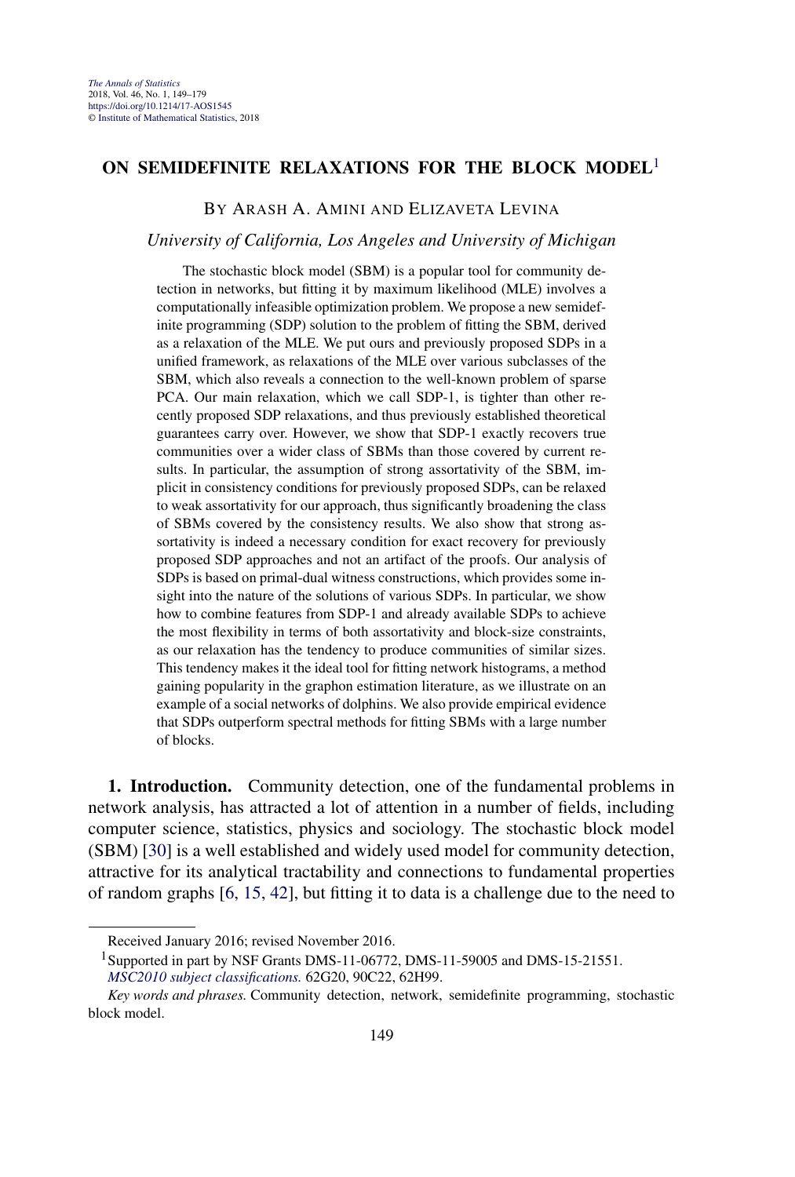# ON SEMIDEFINITE RELAXATIONS FOR THE BLOCK MODEL[1]

BY ARASH A. AMINI AND ELIZAVETA LEVINA

*University of California, Los Angeles and University of Michigan*

The stochastic block model (SBM) is a popular tool for community detection in networks, but fitting it by maximum likelihood (MLE) involves a computationally infeasible optimization problem. We propose a new semidefinite programming (SDP) solution to the problem of fitting the SBM, derived as a relaxation of the MLE. We put ours and previously proposed SDPs in a unified framework, as relaxations of the MLE over various subclasses of the SBM, which also reveals a connection to the well-known problem of sparse PCA. Our main relaxation, which we call SDP-1, is tighter than other recently proposed SDP relaxations, and thus previously established theoretical guarantees carry over. However, we show that SDP-1 exactly recovers true communities over a wider class of SBMs than those covered by current results. In particular, the assumption of strong assortativity of the SBM, implicit in consistency conditions for previously proposed SDPs, can be relaxed to weak assortativity for our approach, thus significantly broadening the class of SBMs covered by the consistency results. We also show that strong assortativity is indeed a necessary condition for exact recovery for previously proposed SDP approaches and not an artifact of the proofs. Our analysis of SDPs is based on primal-dual witness constructions, which provides some insight into the nature of the solutions of various SDPs. In particular, we show how to combine features from SDP-1 and already available SDPs to achieve the most flexibility in terms of both assortativity and block-size constraints, as our relaxation has the tendency to produce communities of similar sizes. This tendency makes it the ideal tool for fitting network histograms, a method gaining popularity in the graphon estimation literature, as we illustrate on an example of a social networks of dolphins. We also provide empirical evidence that SDPs outperform spectral methods for fitting SBMs with a large number of blocks.

**1. Introduction.** Community detection, one of the fundamental problems in network analysis, has attracted a lot of attention in a number of fields, including computer science, statistics, physics and sociology. The stochastic block model (SBM) [30] is a well established and widely used model for community detection, attractive for its analytical tractability and connections to fundamental properties of random graphs [6, 15, 42], but fitting it to data is a challenge due to the need to

---

Received January 2016; revised November 2016.

[1] Supported in part by NSF Grants DMS-11-06772, DMS-11-59005 and DMS-15-21551.

*MSC2010 subject classifications.* 62G20, 90C22, 62H99.

*Key words and phrases.* Community detection, network, semidefinite programming, stochastic block model.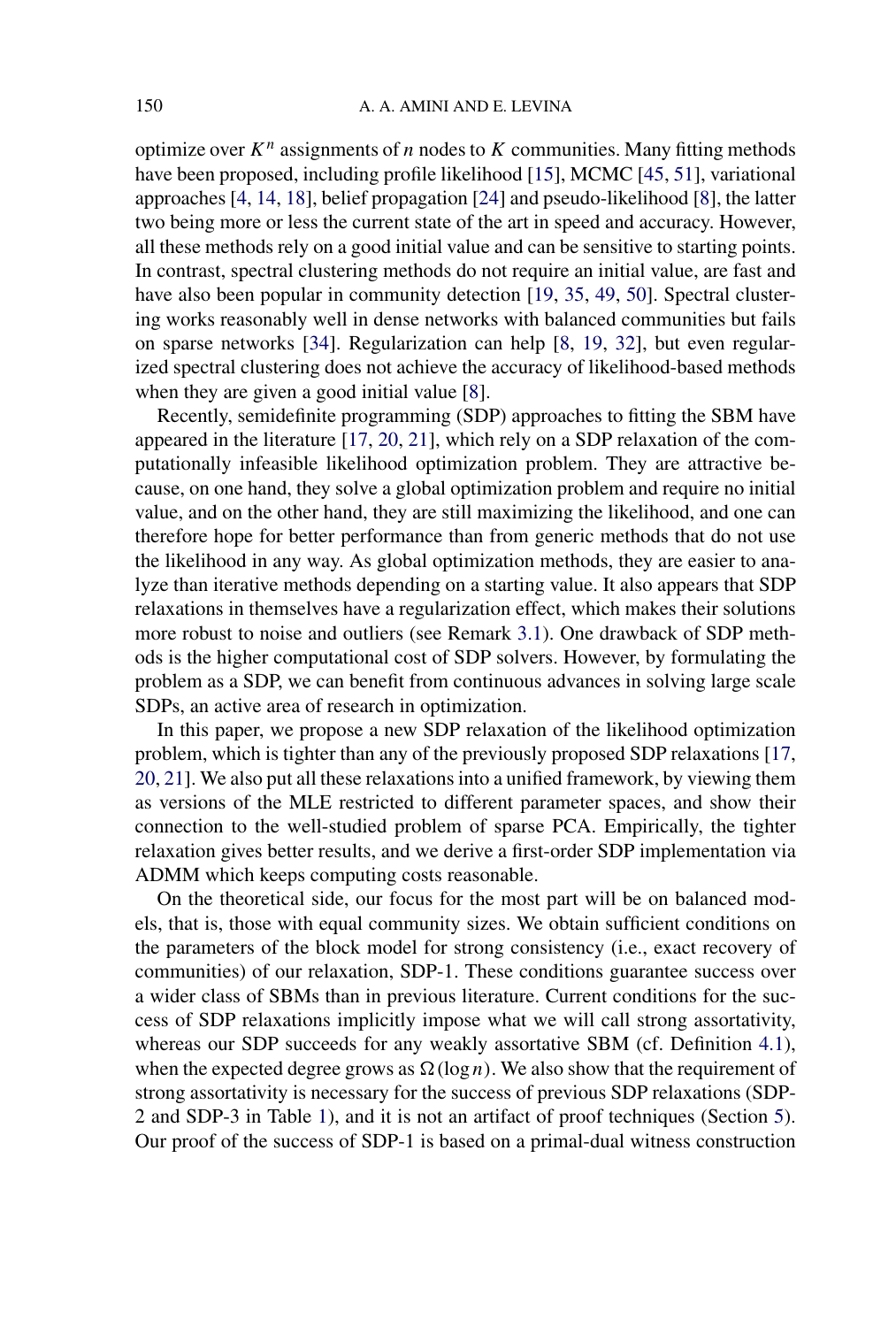optimize over $K^n$ assignments of $n$ nodes to $K$ communities. Many fitting methods have been proposed, including profile likelihood [15], MCMC [45, 51], variational approaches [4, 14, 18], belief propagation [24] and pseudo-likelihood [8], the latter two being more or less the current state of the art in speed and accuracy. However, all these methods rely on a good initial value and can be sensitive to starting points. In contrast, spectral clustering methods do not require an initial value, are fast and have also been popular in community detection [19, 35, 49, 50]. Spectral clustering works reasonably well in dense networks with balanced communities but fails on sparse networks [34]. Regularization can help [8, 19, 32], but even regularized spectral clustering does not achieve the accuracy of likelihood-based methods when they are given a good initial value [8].

Recently, semidefinite programming (SDP) approaches to fitting the SBM have appeared in the literature [17, 20, 21], which rely on a SDP relaxation of the computationally infeasible likelihood optimization problem. They are attractive because, on one hand, they solve a global optimization problem and require no initial value, and on the other hand, they are still maximizing the likelihood, and one can therefore hope for better performance than from generic methods that do not use the likelihood in any way. As global optimization methods, they are easier to analyze than iterative methods depending on a starting value. It also appears that SDP relaxations in themselves have a regularization effect, which makes their solutions more robust to noise and outliers (see Remark 3.1). One drawback of SDP methods is the higher computational cost of SDP solvers. However, by formulating the problem as a SDP, we can benefit from continuous advances in solving large scale SDPs, an active area of research in optimization.

In this paper, we propose a new SDP relaxation of the likelihood optimization problem, which is tighter than any of the previously proposed SDP relaxations [17, 20, 21]. We also put all these relaxations into a unified framework, by viewing them as versions of the MLE restricted to different parameter spaces, and show their connection to the well-studied problem of sparse PCA. Empirically, the tighter relaxation gives better results, and we derive a first-order SDP implementation via ADMM which keeps computing costs reasonable.

On the theoretical side, our focus for the most part will be on balanced models, that is, those with equal community sizes. We obtain sufficient conditions on the parameters of the block model for strong consistency (i.e., exact recovery of communities) of our relaxation, SDP-1. These conditions guarantee success over a wider class of SBMs than in previous literature. Current conditions for the success of SDP relaxations implicitly impose what we will call strong assortativity, whereas our SDP succeeds for any weakly assortative SBM (cf. Definition 4.1), when the expected degree grows as $\Omega(\log n)$. We also show that the requirement of strong assortativity is necessary for the success of previous SDP relaxations (SDP-2 and SDP-3 in Table 1), and it is not an artifact of proof techniques (Section 5). Our proof of the success of SDP-1 is based on a primal-dual witness construction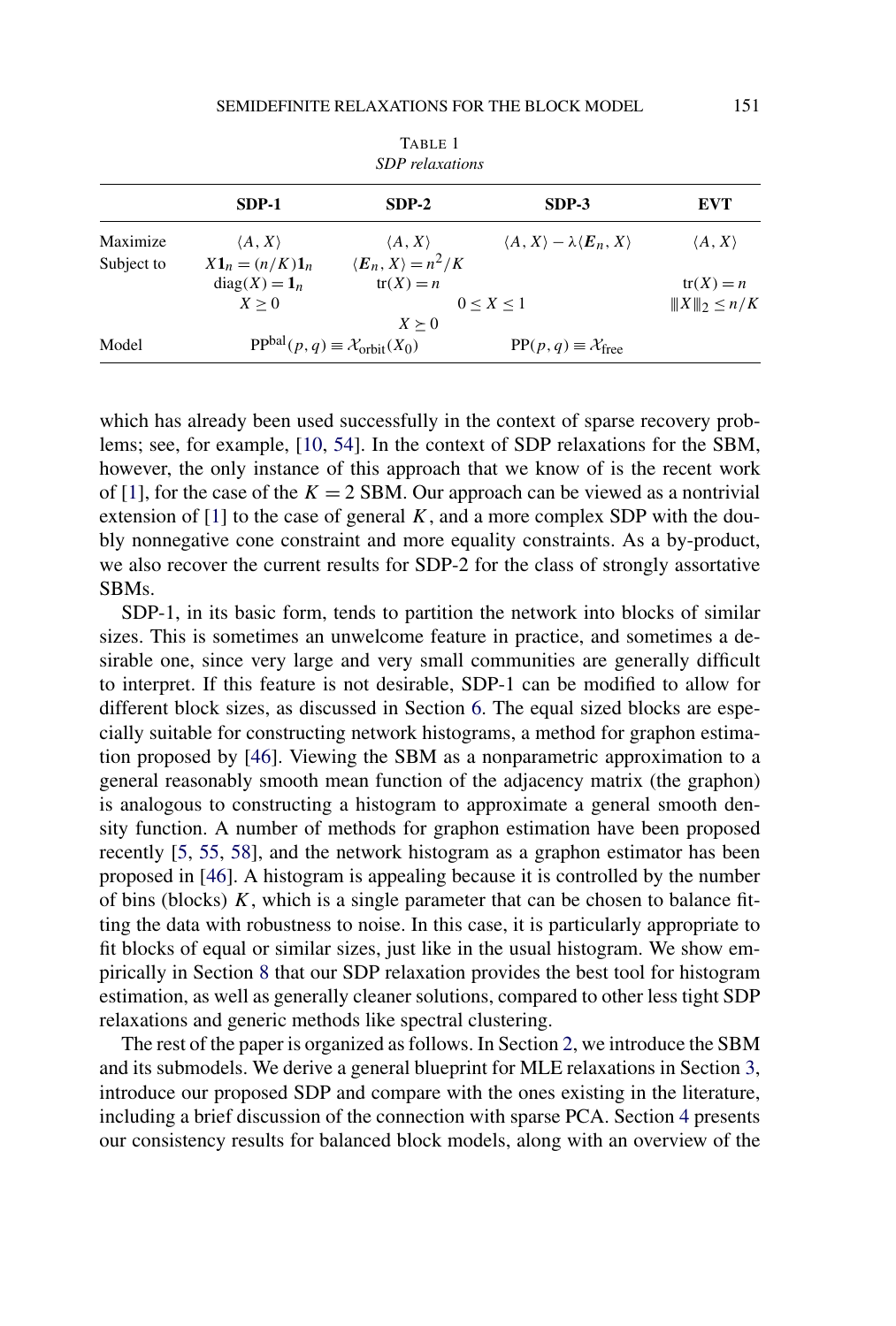TABLE 1
*SDP relaxations*

| | **SDP-1** | **SDP-2** | **SDP-3** | **EVT** |
|---|---|---|---|---|
| Maximize | $\langle A, X\rangle$ | $\langle A, X\rangle$ | $\langle A, X\rangle - \lambda\langle \boldsymbol{E}_n, X\rangle$ | $\langle A, X\rangle$ |
| Subject to | $X\mathbf{1}_n = (n/K)\mathbf{1}_n$ | $\langle \boldsymbol{E}_n, X\rangle = n^2/K$ | | |
| | $\operatorname{diag}(X) = \mathbf{1}_n$ | $\operatorname{tr}(X) = n$ | | $\operatorname{tr}(X) = n$ |
| | $X \geq 0$ | $0 \leq X \leq 1$ | | $\lvert\lvert\lvert X\rvert\rvert\rvert_2 \leq n/K$ |
| | | $X \succeq 0$ | | |
| Model | $\mathrm{PP}^{\mathrm{bal}}(p, q) \equiv \mathcal{X}_{\mathrm{orbit}}(X_0)$ | | $\mathrm{PP}(p, q) \equiv \mathcal{X}_{\mathrm{free}}$ | |

which has already been used successfully in the context of sparse recovery problems; see, for example, [10, 54]. In the context of SDP relaxations for the SBM, however, the only instance of this approach that we know of is the recent work of [1], for the case of the $K = 2$ SBM. Our approach can be viewed as a nontrivial extension of [1] to the case of general $K$, and a more complex SDP with the doubly nonnegative cone constraint and more equality constraints. As a by-product, we also recover the current results for SDP-2 for the class of strongly assortative SBMs.

SDP-1, in its basic form, tends to partition the network into blocks of similar sizes. This is sometimes an unwelcome feature in practice, and sometimes a desirable one, since very large and very small communities are generally difficult to interpret. If this feature is not desirable, SDP-1 can be modified to allow for different block sizes, as discussed in Section 6. The equal sized blocks are especially suitable for constructing network histograms, a method for graphon estimation proposed by [46]. Viewing the SBM as a nonparametric approximation to a general reasonably smooth mean function of the adjacency matrix (the graphon) is analogous to constructing a histogram to approximate a general smooth density function. A number of methods for graphon estimation have been proposed recently [5, 55, 58], and the network histogram as a graphon estimator has been proposed in [46]. A histogram is appealing because it is controlled by the number of bins (blocks) $K$, which is a single parameter that can be chosen to balance fitting the data with robustness to noise. In this case, it is particularly appropriate to fit blocks of equal or similar sizes, just like in the usual histogram. We show empirically in Section 8 that our SDP relaxation provides the best tool for histogram estimation, as well as generally cleaner solutions, compared to other less tight SDP relaxations and generic methods like spectral clustering.

The rest of the paper is organized as follows. In Section 2, we introduce the SBM and its submodels. We derive a general blueprint for MLE relaxations in Section 3, introduce our proposed SDP and compare with the ones existing in the literature, including a brief discussion of the connection with sparse PCA. Section 4 presents our consistency results for balanced block models, along with an overview of the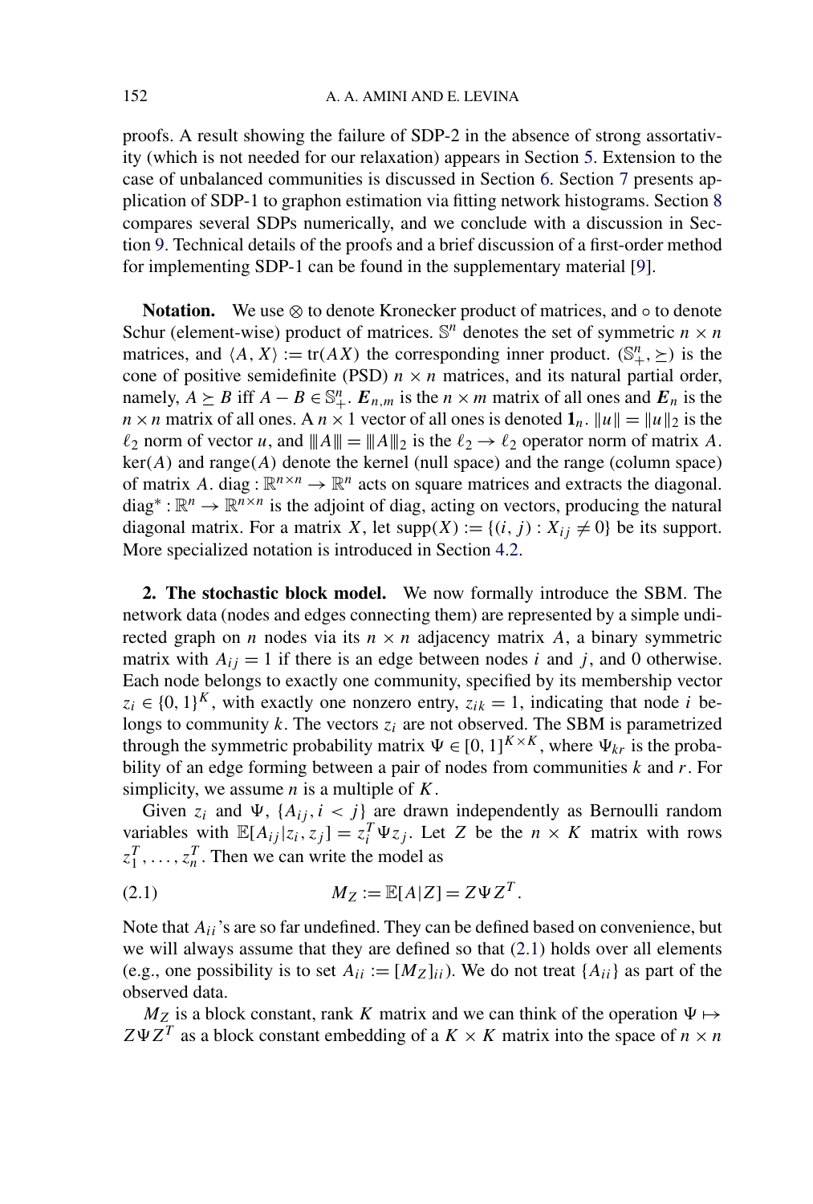proofs. A result showing the failure of SDP-2 in the absence of strong assortativity (which is not needed for our relaxation) appears in Section 5. Extension to the case of unbalanced communities is discussed in Section 6. Section 7 presents application of SDP-1 to graphon estimation via fitting network histograms. Section 8 compares several SDPs numerically, and we conclude with a discussion in Section 9. Technical details of the proofs and a brief discussion of a first-order method for implementing SDP-1 can be found in the supplementary material [9].

**Notation.** We use $\otimes$ to denote Kronecker product of matrices, and $\circ$ to denote Schur (element-wise) product of matrices. $\mathbb{S}^n$ denotes the set of symmetric $n \times n$ matrices, and $\langle A, X\rangle := \operatorname{tr}(AX)$ the corresponding inner product. $(\mathbb{S}^n_+, \succeq)$ is the cone of positive semidefinite (PSD) $n \times n$ matrices, and its natural partial order, namely, $A \succeq B$ iff $A - B \in \mathbb{S}^n_+$. $\boldsymbol{E}_{n,m}$ is the $n \times m$ matrix of all ones and $\boldsymbol{E}_n$ is the $n \times n$ matrix of all ones. A $n \times 1$ vector of all ones is denoted $\mathbf{1}_n$. $\|u\| = \|u\|_2$ is the $\ell_2$ norm of vector $u$, and $|||A||| = |||A|||_2$ is the $\ell_2 \to \ell_2$ operator norm of matrix $A$. $\ker(A)$ and $\operatorname{range}(A)$ denote the kernel (null space) and the range (column space) of matrix $A$. $\operatorname{diag} : \mathbb{R}^{n\times n} \to \mathbb{R}^n$ acts on square matrices and extracts the diagonal. $\operatorname{diag}^* : \mathbb{R}^n \to \mathbb{R}^{n\times n}$ is the adjoint of diag, acting on vectors, producing the natural diagonal matrix. For a matrix $X$, let $\operatorname{supp}(X) := \{(i, j) : X_{ij} \neq 0\}$ be its support. More specialized notation is introduced in Section 4.2.

## 2. The stochastic block model.

We now formally introduce the SBM. The network data (nodes and edges connecting them) are represented by a simple undirected graph on $n$ nodes via its $n \times n$ adjacency matrix $A$, a binary symmetric matrix with $A_{ij} = 1$ if there is an edge between nodes $i$ and $j$, and 0 otherwise. Each node belongs to exactly one community, specified by its membership vector $z_i \in \{0, 1\}^K$, with exactly one nonzero entry, $z_{ik} = 1$, indicating that node $i$ belongs to community $k$. The vectors $z_i$ are not observed. The SBM is parametrized through the symmetric probability matrix $\Psi \in [0, 1]^{K\times K}$, where $\Psi_{kr}$ is the probability of an edge forming between a pair of nodes from communities $k$ and $r$. For simplicity, we assume $n$ is a multiple of $K$.

Given $z_i$ and $\Psi$, $\{A_{ij}, i < j\}$ are drawn independently as Bernoulli random variables with $\mathbb{E}[A_{ij}|z_i, z_j] = z_i^T \Psi z_j$. Let $Z$ be the $n \times K$ matrix with rows $z_1^T, \dots, z_n^T$. Then we can write the model as

$$M_Z := \mathbb{E}[A|Z] = Z\Psi Z^T. \tag{2.1}$$

Note that $A_{ii}$'s are so far undefined. They can be defined based on convenience, but we will always assume that they are defined so that (2.1) holds over all elements (e.g., one possibility is to set $A_{ii} := [M_Z]_{ii}$). We do not treat $\{A_{ii}\}$ as part of the observed data.

$M_Z$ is a block constant, rank $K$ matrix and we can think of the operation $\Psi \mapsto Z\Psi Z^T$ as a block constant embedding of a $K \times K$ matrix into the space of $n \times n$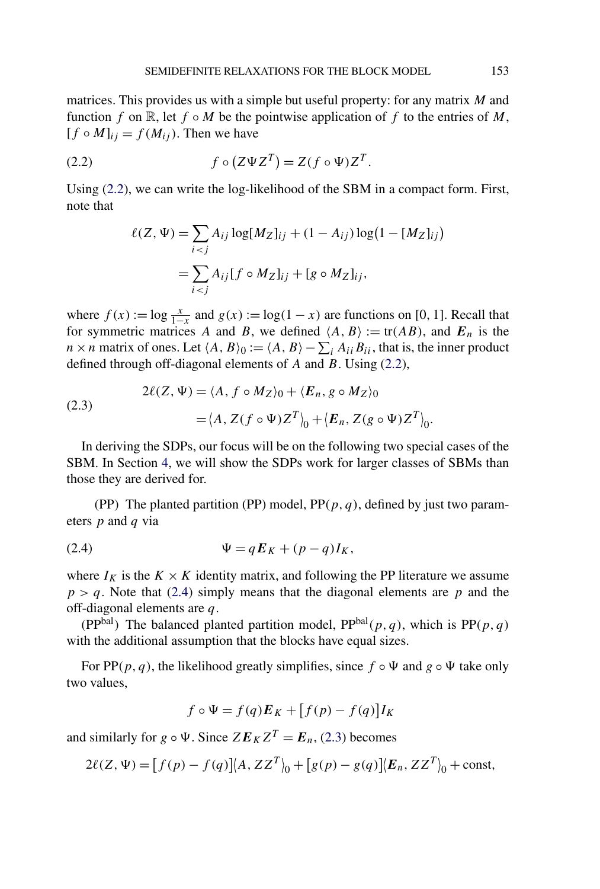matrices. This provides us with a simple but useful property: for any matrix $M$ and function $f$ on $\mathbb{R}$, let $f \circ M$ be the pointwise application of $f$ to the entries of $M$, $[f \circ M]_{ij} = f(M_{ij})$. Then we have

$$f \circ \big(Z \Psi Z^T\big) = Z(f \circ \Psi) Z^T. \tag{2.2}$$

Using (2.2), we can write the log-likelihood of the SBM in a compact form. First, note that

$$\begin{aligned}
\ell(Z, \Psi) &= \sum_{i<j} A_{ij} \log[M_Z]_{ij} + (1 - A_{ij}) \log\big(1 - [M_Z]_{ij}\big) \\
&= \sum_{i<j} A_{ij} [f \circ M_Z]_{ij} + [g \circ M_Z]_{ij},
\end{aligned}$$

where $f(x) := \log \frac{x}{1-x}$ and $g(x) := \log(1-x)$ are functions on $[0, 1]$. Recall that for symmetric matrices $A$ and $B$, we defined $\langle A, B \rangle := \operatorname{tr}(AB)$, and $\boldsymbol{E}_n$ is the $n \times n$ matrix of ones. Let $\langle A, B \rangle_0 := \langle A, B \rangle - \sum_i A_{ii} B_{ii}$, that is, the inner product defined through off-diagonal elements of $A$ and $B$. Using (2.2),

$$\begin{aligned}
2\ell(Z, \Psi) &= \langle A, f \circ M_Z \rangle_0 + \langle \boldsymbol{E}_n, g \circ M_Z \rangle_0 \\
&= \big\langle A, Z(f \circ \Psi) Z^T \big\rangle_0 + \big\langle \boldsymbol{E}_n, Z(g \circ \Psi) Z^T \big\rangle_0.
\end{aligned} \tag{2.3}$$

In deriving the SDPs, our focus will be on the following two special cases of the SBM. In Section 4, we will show the SDPs work for larger classes of SBMs than those they are derived for.

(PP) The planted partition (PP) model, $\mathrm{PP}(p, q)$, defined by just two parameters $p$ and $q$ via

$$\Psi = q \boldsymbol{E}_K + (p - q) I_K, \tag{2.4}$$

where $I_K$ is the $K \times K$ identity matrix, and following the PP literature we assume $p > q$. Note that (2.4) simply means that the diagonal elements are $p$ and the off-diagonal elements are $q$.

($\mathrm{PP}^{\mathrm{bal}}$) The balanced planted partition model, $\mathrm{PP}^{\mathrm{bal}}(p, q)$, which is $\mathrm{PP}(p, q)$ with the additional assumption that the blocks have equal sizes.

For $\mathrm{PP}(p, q)$, the likelihood greatly simplifies, since $f \circ \Psi$ and $g \circ \Psi$ take only two values,

$$f \circ \Psi = f(q) \boldsymbol{E}_K + \big[f(p) - f(q)\big] I_K$$

and similarly for $g \circ \Psi$. Since $Z \boldsymbol{E}_K Z^T = \boldsymbol{E}_n$, (2.3) becomes

$$2\ell(Z, \Psi) = \big[f(p) - f(q)\big] \big\langle A, Z Z^T \big\rangle_0 + \big[g(p) - g(q)\big] \big\langle \boldsymbol{E}_n, Z Z^T \big\rangle_0 + \text{const},$$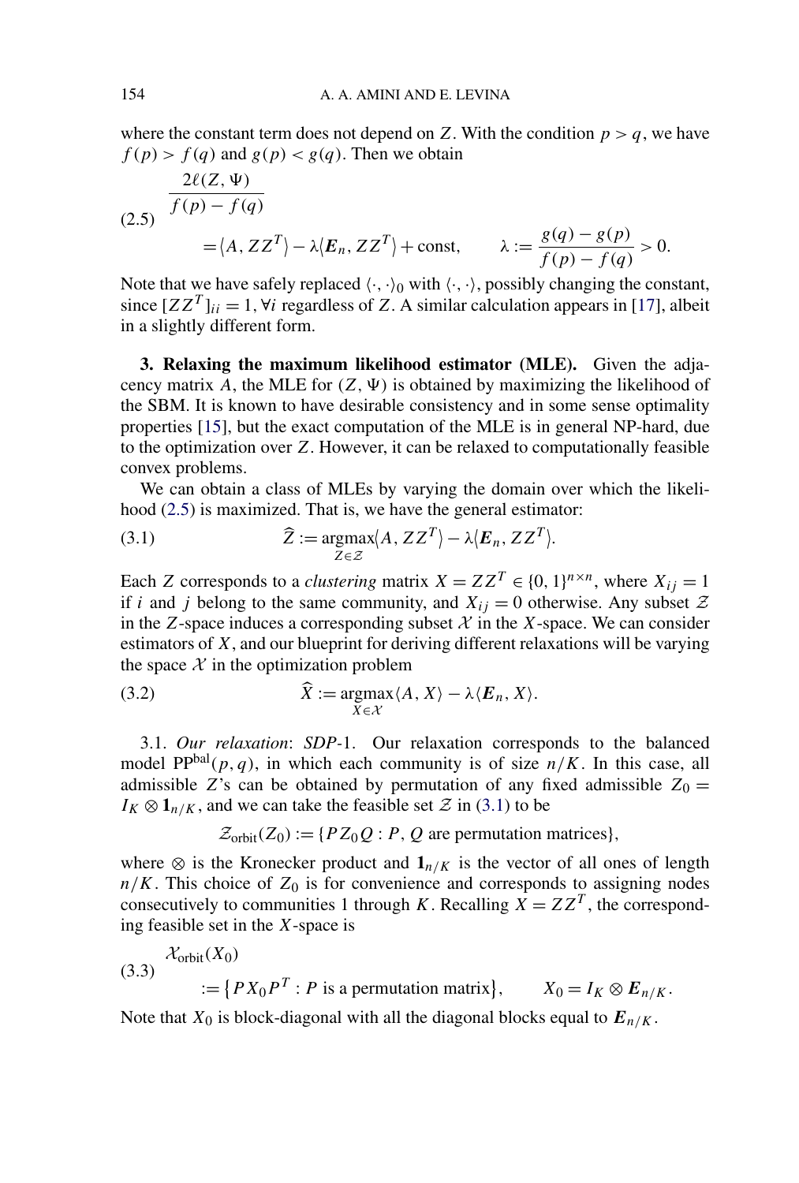where the constant term does not depend on $Z$. With the condition $p > q$, we have $f(p) > f(q)$ and $g(p) < g(q)$. Then we obtain

$$
\begin{aligned}
&\frac{2\ell(Z,\Psi)}{f(p)-f(q)} \\
&\quad = \langle A, ZZ^T\rangle - \lambda\langle \boldsymbol{E}_n, ZZ^T\rangle + \text{const}, \qquad \lambda := \frac{g(q)-g(p)}{f(p)-f(q)} > 0.
\end{aligned}
\tag{2.5}
$$

Note that we have safely replaced $\langle\cdot,\cdot\rangle_0$ with $\langle\cdot,\cdot\rangle$, possibly changing the constant, since $[ZZ^T]_{ii} = 1, \forall i$ regardless of $Z$. A similar calculation appears in [17], albeit in a slightly different form.

## 3. Relaxing the maximum likelihood estimator (MLE).

Given the adjacency matrix $A$, the MLE for $(Z,\Psi)$ is obtained by maximizing the likelihood of the SBM. It is known to have desirable consistency and in some sense optimality properties [15], but the exact computation of the MLE is in general NP-hard, due to the optimization over $Z$. However, it can be relaxed to computationally feasible convex problems.

We can obtain a class of MLEs by varying the domain over which the likelihood (2.5) is maximized. That is, we have the general estimator:

$$
\widehat{Z} := \underset{Z\in\mathcal{Z}}{\operatorname{argmax}} \langle A, ZZ^T\rangle - \lambda\langle \boldsymbol{E}_n, ZZ^T\rangle. \tag{3.1}
$$

Each $Z$ corresponds to a *clustering* matrix $X = ZZ^T \in \{0,1\}^{n\times n}$, where $X_{ij} = 1$ if $i$ and $j$ belong to the same community, and $X_{ij} = 0$ otherwise. Any subset $\mathcal{Z}$ in the $Z$-space induces a corresponding subset $\mathcal{X}$ in the $X$-space. We can consider estimators of $X$, and our blueprint for deriving different relaxations will be varying the space $\mathcal{X}$ in the optimization problem

$$
\widehat{X} := \underset{X\in\mathcal{X}}{\operatorname{argmax}} \langle A, X\rangle - \lambda\langle \boldsymbol{E}_n, X\rangle. \tag{3.2}
$$

### 3.1. *Our relaxation*: *SDP*-1.

Our relaxation corresponds to the balanced model $\mathrm{PP}^{\mathrm{bal}}(p,q)$, in which each community is of size $n/K$. In this case, all admissible $Z$'s can be obtained by permutation of any fixed admissible $Z_0 = I_K \otimes \mathbf{1}_{n/K}$, and we can take the feasible set $\mathcal{Z}$ in (3.1) to be

$$
\mathcal{Z}_{\mathrm{orbit}}(Z_0) := \{PZ_0Q : P, Q \text{ are permutation matrices}\},
$$

where $\otimes$ is the Kronecker product and $\mathbf{1}_{n/K}$ is the vector of all ones of length $n/K$. This choice of $Z_0$ is for convenience and corresponds to assigning nodes consecutively to communities 1 through $K$. Recalling $X = ZZ^T$, the corresponding feasible set in the $X$-space is

$$
\begin{aligned}
&\mathcal{X}_{\mathrm{orbit}}(X_0) \\
&\quad := \{PX_0P^T : P \text{ is a permutation matrix}\}, \qquad X_0 = I_K \otimes \boldsymbol{E}_{n/K}.
\end{aligned}
\tag{3.3}
$$

Note that $X_0$ is block-diagonal with all the diagonal blocks equal to $\boldsymbol{E}_{n/K}$.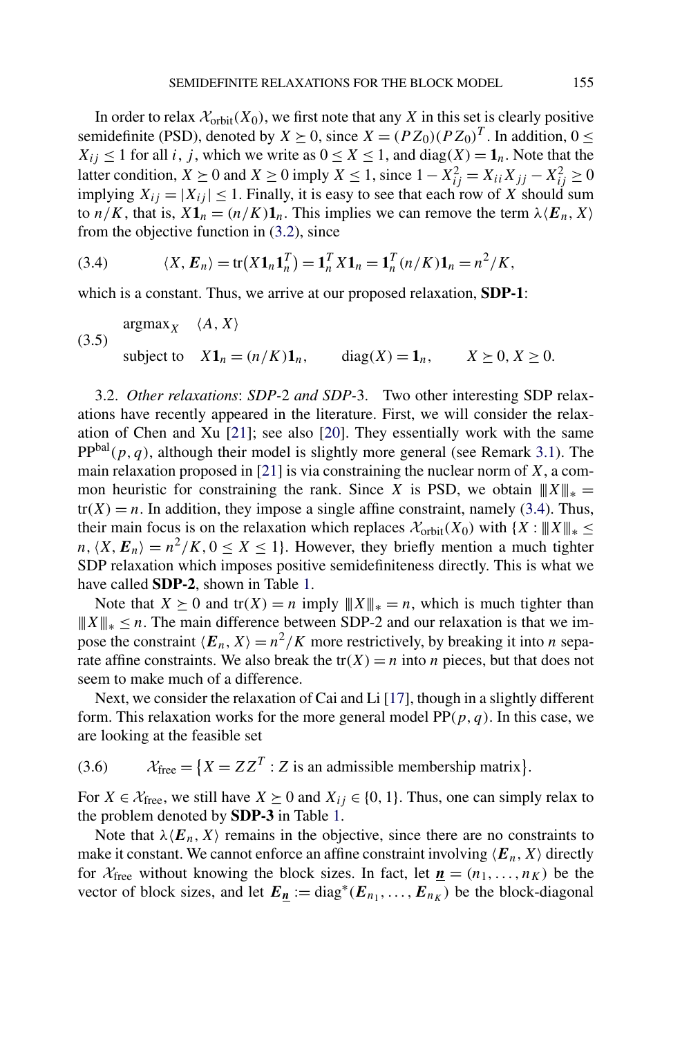In order to relax $\mathcal{X}_{\text{orbit}}(X_0)$, we first note that any $X$ in this set is clearly positive semidefinite (PSD), denoted by $X \succeq 0$, since $X = (PZ_0)(PZ_0)^T$. In addition, $0 \le X_{ij} \le 1$ for all $i$, $j$, which we write as $0 \le X \le 1$, and $\operatorname{diag}(X) = \mathbf{1}_n$. Note that the latter condition, $X \succeq 0$ and $X \ge 0$ imply $X \le 1$, since $1 - X_{ij}^2 = X_{ii}X_{jj} - X_{ij}^2 \ge 0$ implying $X_{ij} = |X_{ij}| \le 1$. Finally, it is easy to see that each row of $X$ should sum to $n/K$, that is, $X\mathbf{1}_n = (n/K)\mathbf{1}_n$. This implies we can remove the term $\lambda\langle \boldsymbol{E}_n, X\rangle$ from the objective function in (3.2), since

$$\langle X, \boldsymbol{E}_n\rangle = \operatorname{tr}\big(X\mathbf{1}_n\mathbf{1}_n^T\big) = \mathbf{1}_n^T X \mathbf{1}_n = \mathbf{1}_n^T (n/K)\mathbf{1}_n = n^2/K, \tag{3.4}$$

which is a constant. Thus, we arrive at our proposed relaxation, **SDP-1**:

$$\begin{aligned} &\operatorname{argmax}_X \quad \langle A, X\rangle \\ &\text{subject to} \quad X\mathbf{1}_n = (n/K)\mathbf{1}_n, \qquad \operatorname{diag}(X) = \mathbf{1}_n, \qquad X \succeq 0,\, X \ge 0. \end{aligned} \tag{3.5}$$

3.2. *Other relaxations*: *SDP*-2 *and SDP*-3. Two other interesting SDP relaxations have recently appeared in the literature. First, we will consider the relaxation of Chen and Xu [21]; see also [20]. They essentially work with the same $\text{PP}^{\text{bal}}(p, q)$, although their model is slightly more general (see Remark 3.1). The main relaxation proposed in [21] is via constraining the nuclear norm of $X$, a common heuristic for constraining the rank. Since $X$ is PSD, we obtain $\|X\|_* = \operatorname{tr}(X) = n$. In addition, they impose a single affine constraint, namely (3.4). Thus, their main focus is on the relaxation which replaces $\mathcal{X}_{\text{orbit}}(X_0)$ with $\{X : \|X\|_* \le n, \langle X, \boldsymbol{E}_n\rangle = n^2/K, 0 \le X \le 1\}$. However, they briefly mention a much tighter SDP relaxation which imposes positive semidefiniteness directly. This is what we have called **SDP-2**, shown in Table 1.

Note that $X \succeq 0$ and $\operatorname{tr}(X) = n$ imply $\|X\|_* = n$, which is much tighter than $\|X\|_* \le n$. The main difference between SDP-2 and our relaxation is that we impose the constraint $\langle \boldsymbol{E}_n, X\rangle = n^2/K$ more restrictively, by breaking it into $n$ separate affine constraints. We also break the $\operatorname{tr}(X) = n$ into $n$ pieces, but that does not seem to make much of a difference.

Next, we consider the relaxation of Cai and Li [17], though in a slightly different form. This relaxation works for the more general model $\text{PP}(p, q)$. In this case, we are looking at the feasible set

$$\mathcal{X}_{\text{free}} = \{X = ZZ^T : Z \text{ is an admissible membership matrix}\}. \tag{3.6}$$

For $X \in \mathcal{X}_{\text{free}}$, we still have $X \succeq 0$ and $X_{ij} \in \{0, 1\}$. Thus, one can simply relax to the problem denoted by **SDP-3** in Table 1.

Note that $\lambda\langle \boldsymbol{E}_n, X\rangle$ remains in the objective, since there are no constraints to make it constant. We cannot enforce an affine constraint involving $\langle \boldsymbol{E}_n, X\rangle$ directly for $\mathcal{X}_{\text{free}}$ without knowing the block sizes. In fact, let $\underline{\boldsymbol{n}} = (n_1, \dots, n_K)$ be the vector of block sizes, and let $\boldsymbol{E}_{\underline{\boldsymbol{n}}} := \operatorname{diag}^*(\boldsymbol{E}_{n_1}, \dots, \boldsymbol{E}_{n_K})$ be the block-diagonal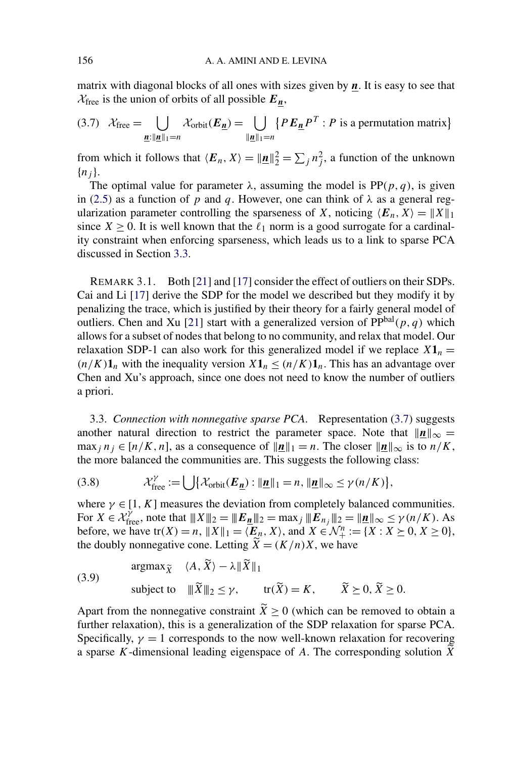matrix with diagonal blocks of all ones with sizes given by $\underline{\boldsymbol{n}}$. It is easy to see that $\mathcal{X}_{\text{free}}$ is the union of orbits of all possible $\boldsymbol{E}_{\underline{\boldsymbol{n}}}$,

$$\mathcal{X}_{\text{free}} = \bigcup_{\underline{\boldsymbol{n}}:\|\underline{\boldsymbol{n}}\|_1 = n} \mathcal{X}_{\text{orbit}}(\boldsymbol{E}_{\underline{\boldsymbol{n}}}) = \bigcup_{\|\underline{\boldsymbol{n}}\|_1 = n} \{P\boldsymbol{E}_{\underline{\boldsymbol{n}}}P^T : P \text{ is a permutation matrix}\} \tag{3.7}$$

from which it follows that $\langle \boldsymbol{E}_n, X\rangle = \|\underline{\boldsymbol{n}}\|_2^2 = \sum_j n_j^2$, a function of the unknown $\{n_j\}$.

The optimal value for parameter $\lambda$, assuming the model is $\mathrm{PP}(p,q)$, is given in (2.5) as a function of $p$ and $q$. However, one can think of $\lambda$ as a general regularization parameter controlling the sparseness of $X$, noticing $\langle \boldsymbol{E}_n, X\rangle = \|X\|_1$ since $X \geq 0$. It is well known that the $\ell_1$ norm is a good surrogate for a cardinality constraint when enforcing sparseness, which leads us to a link to sparse PCA discussed in Section 3.3.

REMARK 3.1. Both [21] and [17] consider the effect of outliers on their SDPs. Cai and Li [17] derive the SDP for the model we described but they modify it by penalizing the trace, which is justified by their theory for a fairly general model of outliers. Chen and Xu [21] start with a generalized version of $\mathrm{PP}^{\mathrm{bal}}(p,q)$ which allows for a subset of nodes that belong to no community, and relax that model. Our relaxation SDP-1 can also work for this generalized model if we replace $X\mathbf{1}_n = (n/K)\mathbf{1}_n$ with the inequality version $X\mathbf{1}_n \leq (n/K)\mathbf{1}_n$. This has an advantage over Chen and Xu's approach, since one does not need to know the number of outliers a priori.

### 3.3. *Connection with nonnegative sparse PCA*.

Representation (3.7) suggests another natural direction to restrict the parameter space. Note that $\|\underline{\boldsymbol{n}}\|_\infty = \max_j n_j \in [n/K, n]$, as a consequence of $\|\underline{\boldsymbol{n}}\|_1 = n$. The closer $\|\underline{\boldsymbol{n}}\|_\infty$ is to $n/K$, the more balanced the communities are. This suggests the following class:

$$\mathcal{X}_{\text{free}}^{\gamma} := \bigcup \{\mathcal{X}_{\text{orbit}}(\boldsymbol{E}_{\underline{\boldsymbol{n}}}) : \|\underline{\boldsymbol{n}}\|_1 = n, \|\underline{\boldsymbol{n}}\|_\infty \leq \gamma(n/K)\}, \tag{3.8}$$

where $\gamma \in [1, K]$ measures the deviation from completely balanced communities. For $X \in \mathcal{X}_{\text{free}}^{\gamma}$, note that $|||X|||_2 = |||\boldsymbol{E}_{\underline{\boldsymbol{n}}}|||_2 = \max_j |||\boldsymbol{E}_{n_j}|||_2 = \|\underline{\boldsymbol{n}}\|_\infty \leq \gamma(n/K)$. As before, we have $\mathrm{tr}(X) = n$, $\|X\|_1 = \langle \boldsymbol{E}_n, X\rangle$, and $X \in \mathcal{N}_+^n := \{X : X \succeq 0, X \geq 0\}$, the doubly nonnegative cone. Letting $\widetilde{X} = (K/n)X$, we have

$$\begin{aligned} &\mathrm{argmax}_{\widetilde{X}} \quad \langle A, \widetilde{X}\rangle - \lambda\|\widetilde{X}\|_1 \\ &\text{subject to} \quad |||\widetilde{X}|||_2 \leq \gamma, \qquad \mathrm{tr}(\widetilde{X}) = K, \qquad \widetilde{X} \succeq 0, \widetilde{X} \geq 0. \end{aligned} \tag{3.9}$$

Apart from the nonnegative constraint $\widetilde{X} \geq 0$ (which can be removed to obtain a further relaxation), this is a generalization of the SDP relaxation for sparse PCA. Specifically, $\gamma = 1$ corresponds to the now well-known relaxation for recovering a sparse $K$-dimensional leading eigenspace of $A$. The corresponding solution $\widetilde{X}$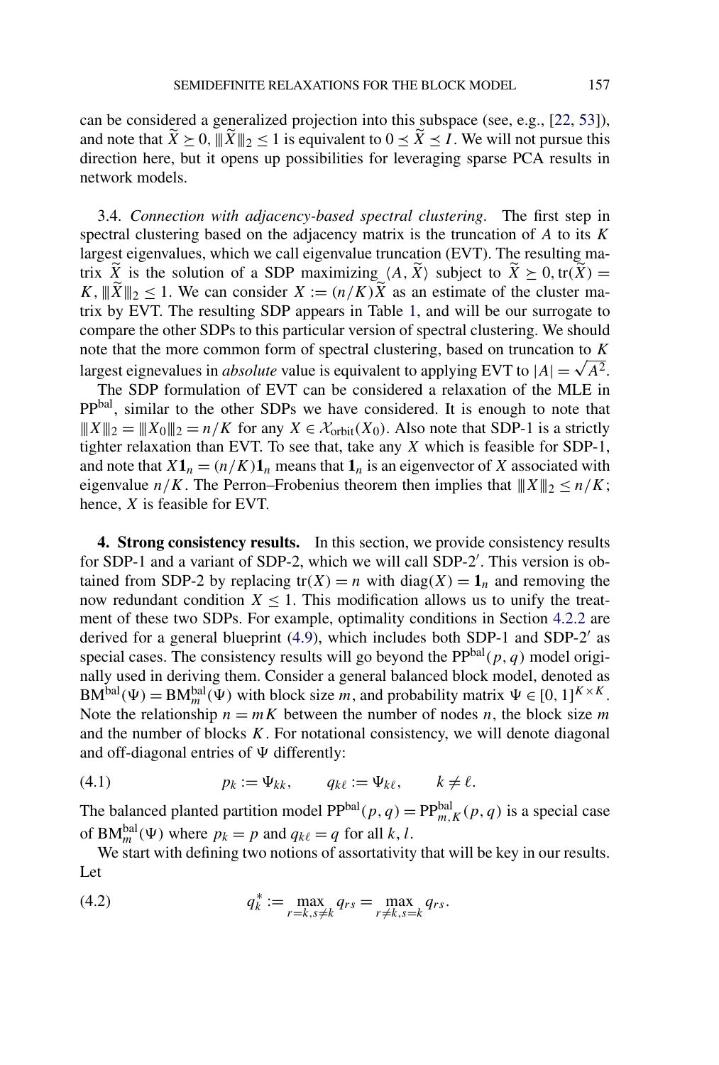can be considered a generalized projection into this subspace (see, e.g., [22, 53]), and note that $\widetilde{X} \succeq 0$, $|||\widetilde{X}|||_2 \le 1$ is equivalent to $0 \preceq \widetilde{X} \preceq I$. We will not pursue this direction here, but it opens up possibilities for leveraging sparse PCA results in network models.

3.4. *Connection with adjacency-based spectral clustering*. The first step in spectral clustering based on the adjacency matrix is the truncation of $A$ to its $K$ largest eigenvalues, which we call eigenvalue truncation (EVT). The resulting matrix $\widetilde{X}$ is the solution of a SDP maximizing $\langle A, \widetilde{X} \rangle$ subject to $\widetilde{X} \succeq 0$, $\mathrm{tr}(\widetilde{X}) = K$, $|||\widetilde{X}|||_2 \le 1$. We can consider $X := (n/K)\widetilde{X}$ as an estimate of the cluster matrix by EVT. The resulting SDP appears in Table 1, and will be our surrogate to compare the other SDPs to this particular version of spectral clustering. We should note that the more common form of spectral clustering, based on truncation to $K$ largest eignevalues in *absolute* value is equivalent to applying EVT to $|A| = \sqrt{A^2}$.

The SDP formulation of EVT can be considered a relaxation of the MLE in $\mathrm{PP}^{\mathrm{bal}}$, similar to the other SDPs we have considered. It is enough to note that $|||X|||_2 = |||X_0|||_2 = n/K$ for any $X \in \mathcal{X}_{\mathrm{orbit}}(X_0)$. Also note that SDP-1 is a strictly tighter relaxation than EVT. To see that, take any $X$ which is feasible for SDP-1, and note that $X\mathbf{1}_n = (n/K)\mathbf{1}_n$ means that $\mathbf{1}_n$ is an eigenvector of $X$ associated with eigenvalue $n/K$. The Perron–Frobenius theorem then implies that $|||X|||_2 \le n/K$; hence, $X$ is feasible for EVT.

## 4. Strong consistency results.

In this section, we provide consistency results for SDP-1 and a variant of SDP-2, which we will call SDP-2′. This version is obtained from SDP-2 by replacing $\mathrm{tr}(X) = n$ with $\mathrm{diag}(X) = \mathbf{1}_n$ and removing the now redundant condition $X \le 1$. This modification allows us to unify the treatment of these two SDPs. For example, optimality conditions in Section 4.2.2 are derived for a general blueprint (4.9), which includes both SDP-1 and SDP-2′ as special cases. The consistency results will go beyond the $\mathrm{PP}^{\mathrm{bal}}(p, q)$ model originally used in deriving them. Consider a general balanced block model, denoted as $\mathrm{BM}^{\mathrm{bal}}(\Psi) = \mathrm{BM}^{\mathrm{bal}}_m(\Psi)$ with block size $m$, and probability matrix $\Psi \in [0, 1]^{K \times K}$. Note the relationship $n = mK$ between the number of nodes $n$, the block size $m$ and the number of blocks $K$. For notational consistency, we will denote diagonal and off-diagonal entries of $\Psi$ differently:

$$p_k := \Psi_{kk}, \qquad q_{k\ell} := \Psi_{k\ell}, \qquad k \ne \ell. \tag{4.1}$$

The balanced planted partition model $\mathrm{PP}^{\mathrm{bal}}(p, q) = \mathrm{PP}^{\mathrm{bal}}_{m,K}(p, q)$ is a special case of $\mathrm{BM}^{\mathrm{bal}}_m(\Psi)$ where $p_k = p$ and $q_{k\ell} = q$ for all $k, l$.

We start with defining two notions of assortativity that will be key in our results. Let

$$q^*_k := \max_{r=k, s \ne k} q_{rs} = \max_{r \ne k, s=k} q_{rs}. \tag{4.2}$$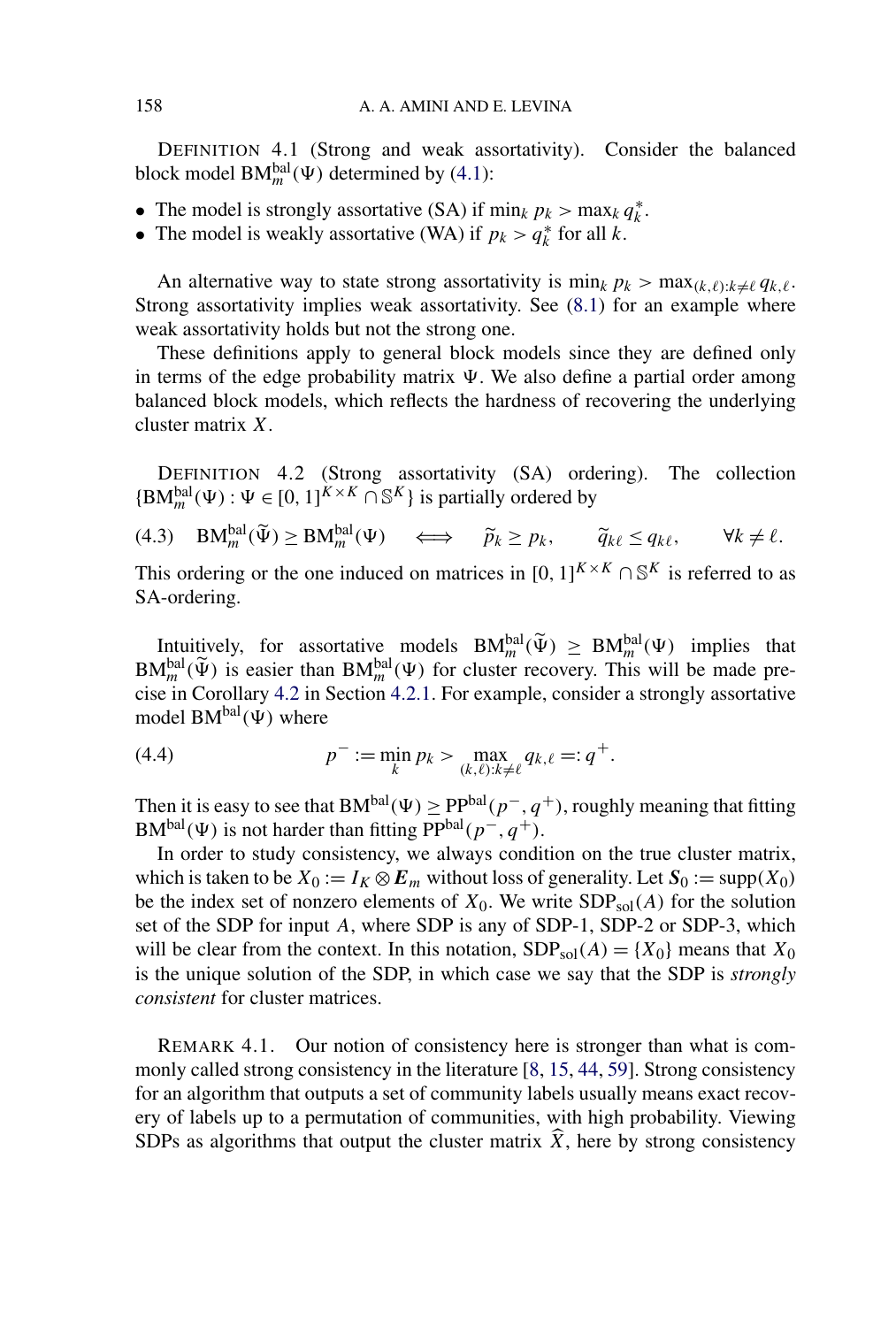DEFINITION 4.1 (Strong and weak assortativity). Consider the balanced block model $\mathrm{BM}_m^{\mathrm{bal}}(\Psi)$ determined by (4.1):

- The model is strongly assortative (SA) if $\min_k p_k > \max_k q_k^*$.
- The model is weakly assortative (WA) if $p_k > q_k^*$ for all $k$.

An alternative way to state strong assortativity is $\min_k p_k > \max_{(k,\ell):k \neq \ell} q_{k,\ell}$. Strong assortativity implies weak assortativity. See (8.1) for an example where weak assortativity holds but not the strong one.

These definitions apply to general block models since they are defined only in terms of the edge probability matrix $\Psi$. We also define a partial order among balanced block models, which reflects the hardness of recovering the underlying cluster matrix $X$.

DEFINITION 4.2 (Strong assortativity (SA) ordering). The collection $\{\mathrm{BM}_m^{\mathrm{bal}}(\Psi) : \Psi \in [0,1]^{K \times K} \cap \mathbb{S}^K\}$ is partially ordered by

$$\mathrm{BM}_m^{\mathrm{bal}}(\widetilde{\Psi}) \geq \mathrm{BM}_m^{\mathrm{bal}}(\Psi) \quad \iff \quad \widetilde{p}_k \geq p_k, \qquad \widetilde{q}_{k\ell} \leq q_{k\ell}, \qquad \forall k \neq \ell. \tag{4.3}$$

This ordering or the one induced on matrices in $[0,1]^{K \times K} \cap \mathbb{S}^K$ is referred to as SA-ordering.

Intuitively, for assortative models $\mathrm{BM}_m^{\mathrm{bal}}(\widetilde{\Psi}) \geq \mathrm{BM}_m^{\mathrm{bal}}(\Psi)$ implies that $\mathrm{BM}_m^{\mathrm{bal}}(\widetilde{\Psi})$ is easier than $\mathrm{BM}_m^{\mathrm{bal}}(\Psi)$ for cluster recovery. This will be made precise in Corollary 4.2 in Section 4.2.1. For example, consider a strongly assortative model $\mathrm{BM}^{\mathrm{bal}}(\Psi)$ where

$$p^- := \min_k p_k > \max_{(k,\ell):k \neq \ell} q_{k,\ell} =: q^+. \tag{4.4}$$

Then it is easy to see that $\mathrm{BM}^{\mathrm{bal}}(\Psi) \geq \mathrm{PP}^{\mathrm{bal}}(p^-, q^+)$, roughly meaning that fitting $\mathrm{BM}^{\mathrm{bal}}(\Psi)$ is not harder than fitting $\mathrm{PP}^{\mathrm{bal}}(p^-, q^+)$.

In order to study consistency, we always condition on the true cluster matrix, which is taken to be $X_0 := I_K \otimes \boldsymbol{E}_m$ without loss of generality. Let $\boldsymbol{S}_0 := \mathrm{supp}(X_0)$ be the index set of nonzero elements of $X_0$. We write $\mathrm{SDP}_{\mathrm{sol}}(A)$ for the solution set of the SDP for input $A$, where SDP is any of SDP-1, SDP-2 or SDP-3, which will be clear from the context. In this notation, $\mathrm{SDP}_{\mathrm{sol}}(A) = \{X_0\}$ means that $X_0$ is the unique solution of the SDP, in which case we say that the SDP is *strongly consistent* for cluster matrices.

REMARK 4.1. Our notion of consistency here is stronger than what is commonly called strong consistency in the literature [8, 15, 44, 59]. Strong consistency for an algorithm that outputs a set of community labels usually means exact recovery of labels up to a permutation of communities, with high probability. Viewing SDPs as algorithms that output the cluster matrix $\widehat{X}$, here by strong consistency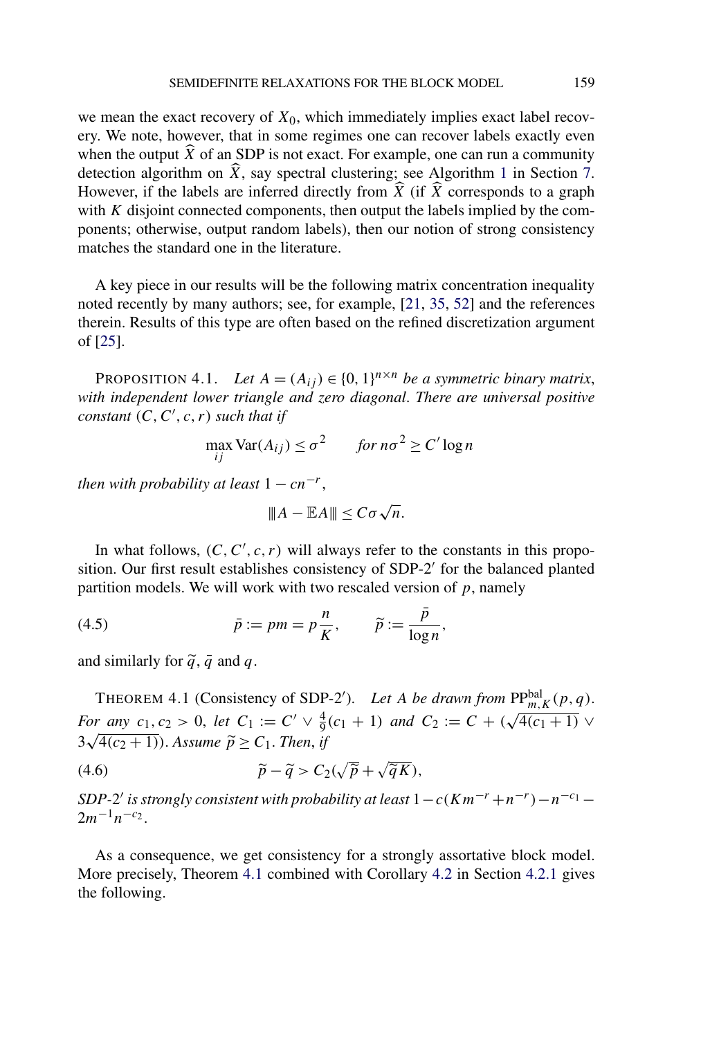we mean the exact recovery of $X_0$, which immediately implies exact label recovery. We note, however, that in some regimes one can recover labels exactly even when the output $\widehat{X}$ of an SDP is not exact. For example, one can run a community detection algorithm on $\widehat{X}$, say spectral clustering; see Algorithm 1 in Section 7. However, if the labels are inferred directly from $\widehat{X}$ (if $\widehat{X}$ corresponds to a graph with $K$ disjoint connected components, then output the labels implied by the components; otherwise, output random labels), then our notion of strong consistency matches the standard one in the literature.

A key piece in our results will be the following matrix concentration inequality noted recently by many authors; see, for example, [21, 35, 52] and the references therein. Results of this type are often based on the refined discretization argument of [25].

PROPOSITION 4.1. *Let $A = (A_{ij}) \in \{0,1\}^{n\times n}$ be a symmetric binary matrix, with independent lower triangle and zero diagonal. There are universal positive constant $(C, C', c, r)$ such that if*

$$\max_{ij} \operatorname{Var}(A_{ij}) \le \sigma^2 \qquad \text{for } n\sigma^2 \ge C' \log n$$

*then with probability at least $1 - cn^{-r}$,*

$$|||A - \mathbb{E}A||| \le C\sigma\sqrt{n}.$$

In what follows, $(C, C', c, r)$ will always refer to the constants in this proposition. Our first result establishes consistency of SDP-2$'$ for the balanced planted partition models. We will work with two rescaled version of $p$, namely

$$\bar{p} := pm = p\frac{n}{K}, \qquad \widetilde{p} := \frac{\bar{p}}{\log n}, \tag{4.5}$$

and similarly for $\widetilde{q}$, $\bar{q}$ and $q$.

THEOREM 4.1 (Consistency of SDP-2$'$). *Let $A$ be drawn from $\mathrm{PP}^{\mathrm{bal}}_{m,K}(p,q)$. For any $c_1, c_2 > 0$, let $C_1 := C' \vee \frac{4}{9}(c_1 + 1)$ and $C_2 := C + (\sqrt{4(c_1+1)} \vee 3\sqrt{4(c_2+1)})$. Assume $\widetilde{p} \ge C_1$. Then, if*

$$\widetilde{p} - \widetilde{q} > C_2(\sqrt{\widetilde{p}} + \sqrt{\widetilde{q}K}), \tag{4.6}$$

*SDP-2$'$ is strongly consistent with probability at least $1 - c(Km^{-r} + n^{-r}) - n^{-c_1} - 2m^{-1}n^{-c_2}$.*

As a consequence, we get consistency for a strongly assortative block model. More precisely, Theorem 4.1 combined with Corollary 4.2 in Section 4.2.1 gives the following.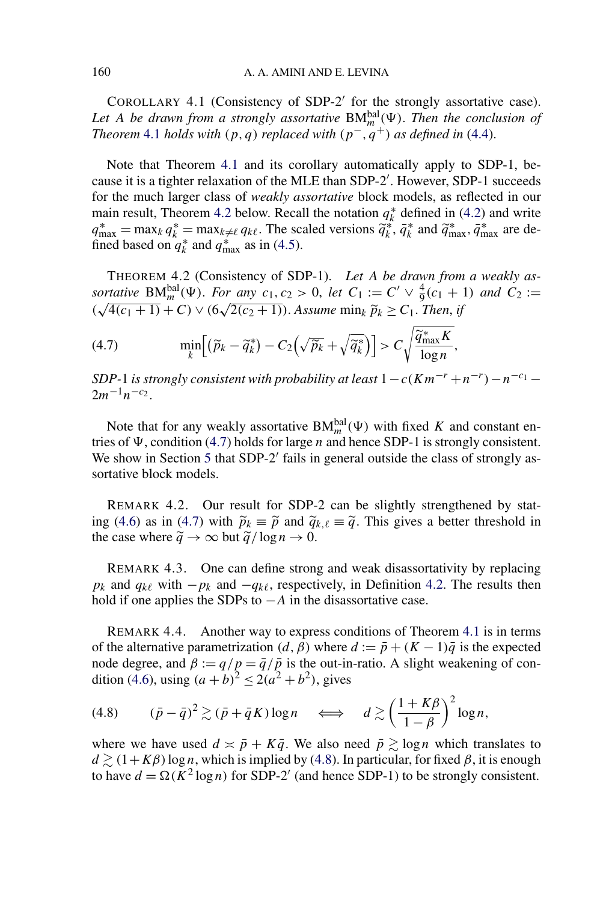COROLLARY 4.1 (Consistency of SDP-2′ for the strongly assortative case). *Let $A$ be drawn from a strongly assortative $\mathrm{BM}_m^{\mathrm{bal}}(\Psi)$. Then the conclusion of Theorem 4.1 holds with $(p, q)$ replaced with $(p^-, q^+)$ as defined in (4.4).*

Note that Theorem 4.1 and its corollary automatically apply to SDP-1, because it is a tighter relaxation of the MLE than SDP-2′. However, SDP-1 succeeds for the much larger class of *weakly assortative* block models, as reflected in our main result, Theorem 4.2 below. Recall the notation $q_k^*$ defined in (4.2) and write $q_{\max}^* = \max_k q_k^* = \max_{k \neq \ell} q_{k\ell}$. The scaled versions $\widetilde{q}_k^*$, $\bar{q}_k^*$ and $\widetilde{q}_{\max}^*$, $\bar{q}_{\max}^*$ are defined based on $q_k^*$ and $q_{\max}^*$ as in (4.5).

THEOREM 4.2 (Consistency of SDP-1). *Let $A$ be drawn from a weakly assortative $\mathrm{BM}_m^{\mathrm{bal}}(\Psi)$. For any $c_1, c_2 > 0$, let $C_1 := C' \vee \frac{4}{9}(c_1 + 1)$ and $C_2 := (\sqrt{4(c_1+1)} + C) \vee (6\sqrt{2(c_2+1)})$. Assume $\min_k \widetilde{p}_k \geq C_1$. Then, if*

$$
\min_k \Big[ (\widetilde{p}_k - \widetilde{q}_k^*) - C_2 \Big( \sqrt{\widetilde{p}_k} + \sqrt{\widetilde{q}_k^*} \Big) \Big] > C \sqrt{\frac{\widetilde{q}_{\max}^* K}{\log n}}, \tag{4.7}
$$

*SDP-1 is strongly consistent with probability at least $1 - c(K m^{-r} + n^{-r}) - n^{-c_1} - 2m^{-1} n^{-c_2}$.*

Note that for any weakly assortative $\mathrm{BM}_m^{\mathrm{bal}}(\Psi)$ with fixed $K$ and constant entries of $\Psi$, condition (4.7) holds for large $n$ and hence SDP-1 is strongly consistent. We show in Section 5 that SDP-2′ fails in general outside the class of strongly assortative block models.

REMARK 4.2. Our result for SDP-2 can be slightly strengthened by stating (4.6) as in (4.7) with $\widetilde{p}_k \equiv \widetilde{p}$ and $\widetilde{q}_{k,\ell} \equiv \widetilde{q}$. This gives a better threshold in the case where $\widetilde{q} \to \infty$ but $\widetilde{q}/\log n \to 0$.

REMARK 4.3. One can define strong and weak disassortativity by replacing $p_k$ and $q_{k\ell}$ with $-p_k$ and $-q_{k\ell}$, respectively, in Definition 4.2. The results then hold if one applies the SDPs to $-A$ in the disassortative case.

REMARK 4.4. Another way to express conditions of Theorem 4.1 is in terms of the alternative parametrization $(d, \beta)$ where $d := \bar{p} + (K-1)\bar{q}$ is the expected node degree, and $\beta := q/p = \bar{q}/\bar{p}$ is the out-in-ratio. A slight weakening of condition (4.6), using $(a+b)^2 \leq 2(a^2 + b^2)$, gives

$$
(\bar{p} - \bar{q})^2 \gtrsim (\bar{p} + \bar{q}K) \log n \quad \iff \quad d \gtrsim \left( \frac{1 + K\beta}{1 - \beta} \right)^2 \log n, \tag{4.8}
$$

where we have used $d \asymp \bar{p} + K\bar{q}$. We also need $\bar{p} \gtrsim \log n$ which translates to $d \gtrsim (1 + K\beta) \log n$, which is implied by (4.8). In particular, for fixed $\beta$, it is enough to have $d = \Omega(K^2 \log n)$ for SDP-2′ (and hence SDP-1) to be strongly consistent.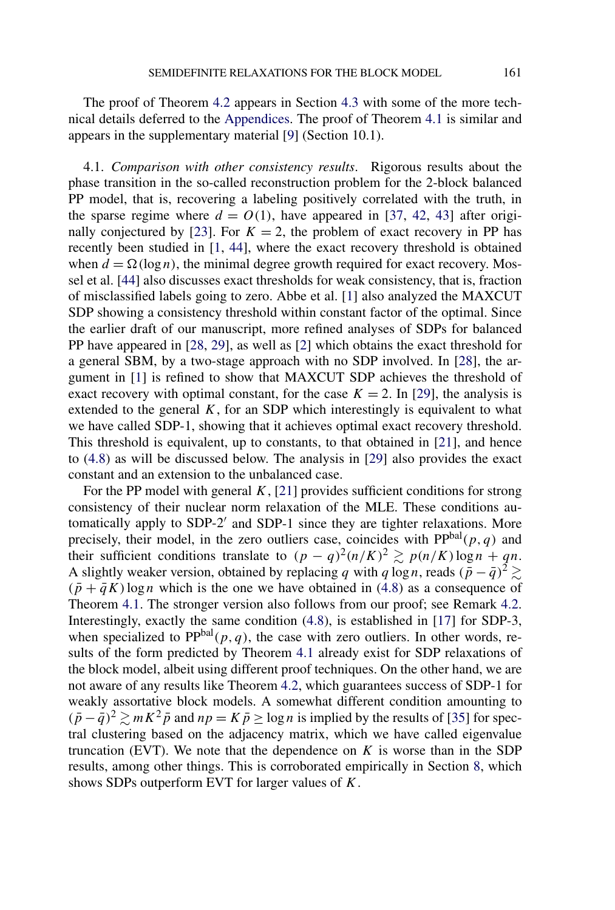The proof of Theorem 4.2 appears in Section 4.3 with some of the more technical details deferred to the Appendices. The proof of Theorem 4.1 is similar and appears in the supplementary material [9] (Section 10.1).

### 4.1. *Comparison with other consistency results*

Rigorous results about the phase transition in the so-called reconstruction problem for the 2-block balanced PP model, that is, recovering a labeling positively correlated with the truth, in the sparse regime where $d = O(1)$, have appeared in [37, 42, 43] after originally conjectured by [23]. For $K = 2$, the problem of exact recovery in PP has recently been studied in [1, 44], where the exact recovery threshold is obtained when $d = \Omega(\log n)$, the minimal degree growth required for exact recovery. Mossel et al. [44] also discusses exact thresholds for weak consistency, that is, fraction of misclassified labels going to zero. Abbe et al. [1] also analyzed the MAXCUT SDP showing a consistency threshold within constant factor of the optimal. Since the earlier draft of our manuscript, more refined analyses of SDPs for balanced PP have appeared in [28, 29], as well as [2] which obtains the exact threshold for a general SBM, by a two-stage approach with no SDP involved. In [28], the argument in [1] is refined to show that MAXCUT SDP achieves the threshold of exact recovery with optimal constant, for the case $K = 2$. In [29], the analysis is extended to the general $K$, for an SDP which interestingly is equivalent to what we have called SDP-1, showing that it achieves optimal exact recovery threshold. This threshold is equivalent, up to constants, to that obtained in [21], and hence to (4.8) as will be discussed below. The analysis in [29] also provides the exact constant and an extension to the unbalanced case.

For the PP model with general $K$, [21] provides sufficient conditions for strong consistency of their nuclear norm relaxation of the MLE. These conditions automatically apply to SDP-2$'$ and SDP-1 since they are tighter relaxations. More precisely, their model, in the zero outliers case, coincides with $\mathrm{PP}^{\mathrm{bal}}(p, q)$ and their sufficient conditions translate to $(p - q)^2(n/K)^2 \gtrsim p(n/K)\log n + qn$. A slightly weaker version, obtained by replacing $q$ with $q \log n$, reads $(\bar{p} - \bar{q})^2 \gtrsim (\bar{p} + \bar{q}K)\log n$ which is the one we have obtained in (4.8) as a consequence of Theorem 4.1. The stronger version also follows from our proof; see Remark 4.2. Interestingly, exactly the same condition (4.8), is established in [17] for SDP-3, when specialized to $\mathrm{PP}^{\mathrm{bal}}(p, q)$, the case with zero outliers. In other words, results of the form predicted by Theorem 4.1 already exist for SDP relaxations of the block model, albeit using different proof techniques. On the other hand, we are not aware of any results like Theorem 4.2, which guarantees success of SDP-1 for weakly assortative block models. A somewhat different condition amounting to $(\bar{p} - \bar{q})^2 \gtrsim mK^2\bar{p}$ and $np = K\bar{p} \geq \log n$ is implied by the results of [35] for spectral clustering based on the adjacency matrix, which we have called eigenvalue truncation (EVT). We note that the dependence on $K$ is worse than in the SDP results, among other things. This is corroborated empirically in Section 8, which shows SDPs outperform EVT for larger values of $K$.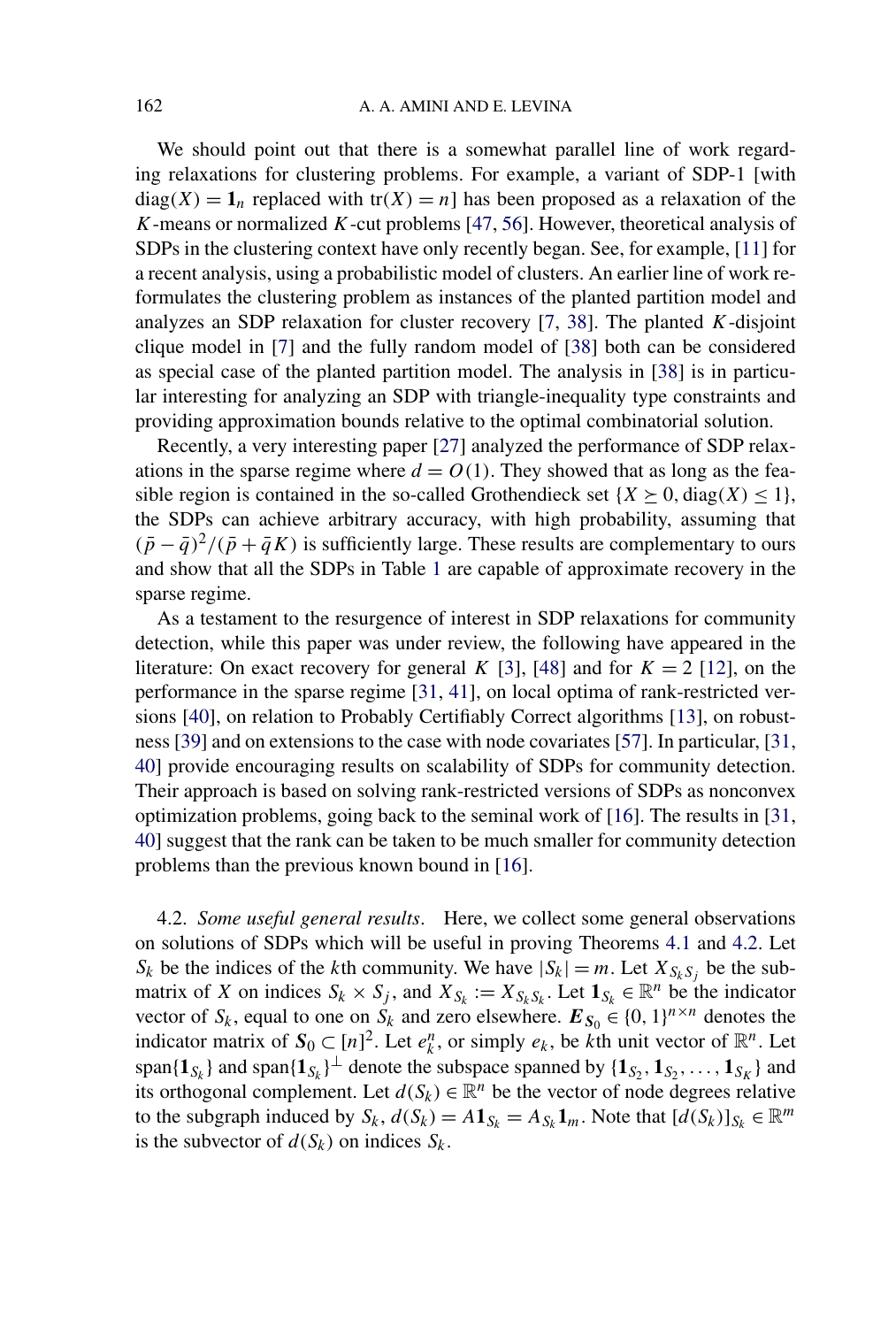We should point out that there is a somewhat parallel line of work regarding relaxations for clustering problems. For example, a variant of SDP-1 [with $\operatorname{diag}(X) = \mathbf{1}_n$ replaced with $\operatorname{tr}(X) = n$] has been proposed as a relaxation of the $K$-means or normalized $K$-cut problems [47, 56]. However, theoretical analysis of SDPs in the clustering context have only recently began. See, for example, [11] for a recent analysis, using a probabilistic model of clusters. An earlier line of work reformulates the clustering problem as instances of the planted partition model and analyzes an SDP relaxation for cluster recovery [7, 38]. The planted $K$-disjoint clique model in [7] and the fully random model of [38] both can be considered as special case of the planted partition model. The analysis in [38] is in particular interesting for analyzing an SDP with triangle-inequality type constraints and providing approximation bounds relative to the optimal combinatorial solution.

Recently, a very interesting paper [27] analyzed the performance of SDP relaxations in the sparse regime where $d = O(1)$. They showed that as long as the feasible region is contained in the so-called Grothendieck set $\{X \succeq 0, \operatorname{diag}(X) \le 1\}$, the SDPs can achieve arbitrary accuracy, with high probability, assuming that $(\bar{p} - \bar{q})^2/(\bar{p} + \bar{q}K)$ is sufficiently large. These results are complementary to ours and show that all the SDPs in Table 1 are capable of approximate recovery in the sparse regime.

As a testament to the resurgence of interest in SDP relaxations for community detection, while this paper was under review, the following have appeared in the literature: On exact recovery for general $K$ [3], [48] and for $K = 2$ [12], on the performance in the sparse regime [31, 41], on local optima of rank-restricted versions [40], on relation to Probably Certifiably Correct algorithms [13], on robustness [39] and on extensions to the case with node covariates [57]. In particular, [31, 40] provide encouraging results on scalability of SDPs for community detection. Their approach is based on solving rank-restricted versions of SDPs as nonconvex optimization problems, going back to the seminal work of [16]. The results in [31, 40] suggest that the rank can be taken to be much smaller for community detection problems than the previous known bound in [16].

4.2. *Some useful general results*. Here, we collect some general observations on solutions of SDPs which will be useful in proving Theorems 4.1 and 4.2. Let $S_k$ be the indices of the $k$th community. We have $|S_k| = m$. Let $X_{S_k S_j}$ be the submatrix of $X$ on indices $S_k \times S_j$, and $X_{S_k} := X_{S_k S_k}$. Let $\mathbf{1}_{S_k} \in \mathbb{R}^n$ be the indicator vector of $S_k$, equal to one on $S_k$ and zero elsewhere. $\boldsymbol{E}_{\boldsymbol{S}_0} \in \{0, 1\}^{n \times n}$ denotes the indicator matrix of $\boldsymbol{S}_0 \subset [n]^2$. Let $e_k^n$, or simply $e_k$, be $k$th unit vector of $\mathbb{R}^n$. Let $\operatorname{span}\{\mathbf{1}_{S_k}\}$ and $\operatorname{span}\{\mathbf{1}_{S_k}\}^\perp$ denote the subspace spanned by $\{\mathbf{1}_{S_2}, \mathbf{1}_{S_2}, \dots, \mathbf{1}_{S_K}\}$ and its orthogonal complement. Let $d(S_k) \in \mathbb{R}^n$ be the vector of node degrees relative to the subgraph induced by $S_k$, $d(S_k) = A\mathbf{1}_{S_k} = A_{S_k}\mathbf{1}_m$. Note that $[d(S_k)]_{S_k} \in \mathbb{R}^m$ is the subvector of $d(S_k)$ on indices $S_k$.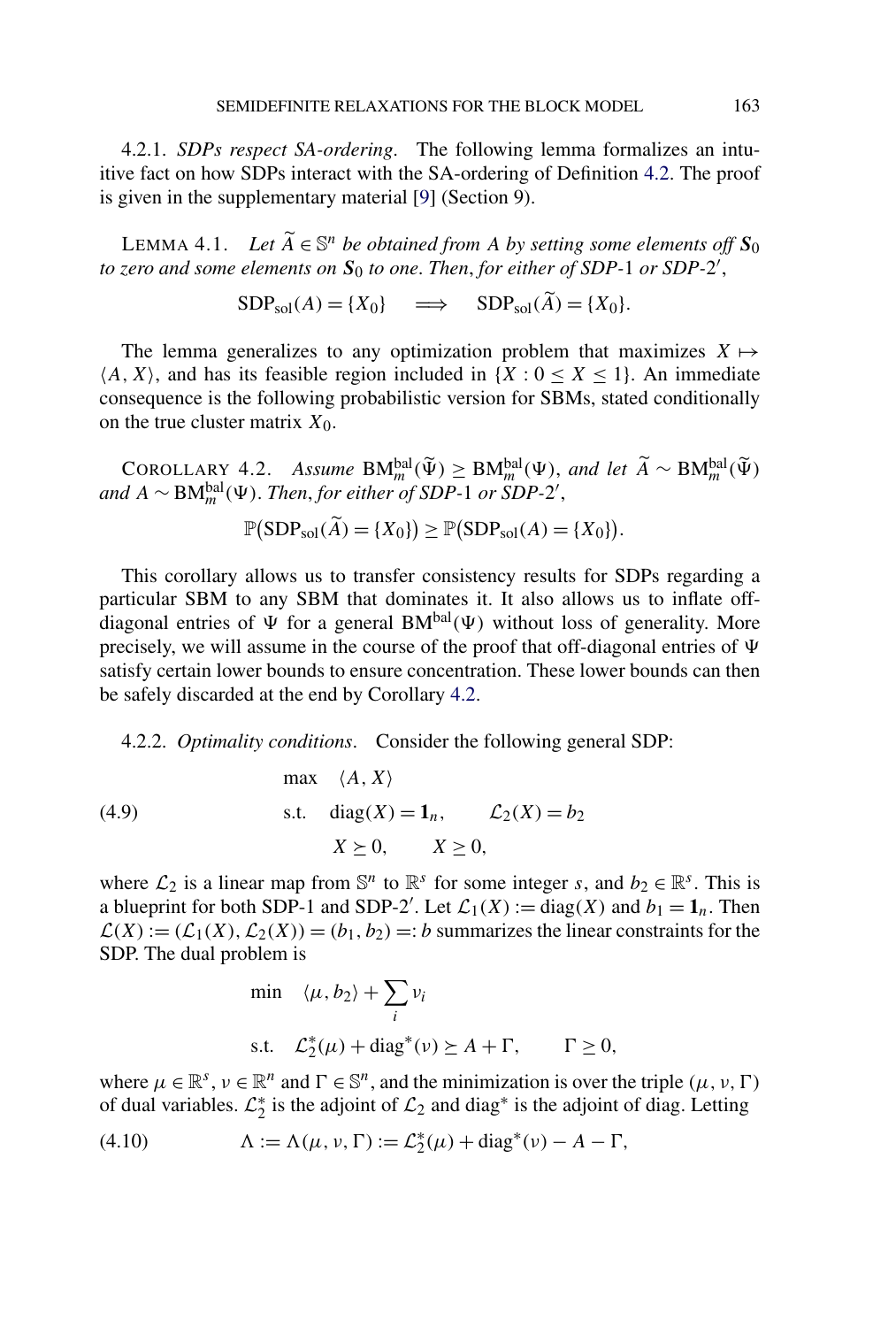4.2.1. *SDPs respect SA-ordering*. The following lemma formalizes an intuitive fact on how SDPs interact with the SA-ordering of Definition 4.2. The proof is given in the supplementary material [9] (Section 9).

LEMMA 4.1. *Let $\widetilde{A} \in \mathbb{S}^n$ be obtained from $A$ by setting some elements off $\boldsymbol{S}_0$ to zero and some elements on $\boldsymbol{S}_0$ to one. Then, for either of SDP-1 or SDP-2′,*

$$\mathrm{SDP}_{\mathrm{sol}}(A) = \{X_0\} \quad \Longrightarrow \quad \mathrm{SDP}_{\mathrm{sol}}(\widetilde{A}) = \{X_0\}.$$

The lemma generalizes to any optimization problem that maximizes $X \mapsto \langle A, X \rangle$, and has its feasible region included in $\{X : 0 \le X \le 1\}$. An immediate consequence is the following probabilistic version for SBMs, stated conditionally on the true cluster matrix $X_0$.

COROLLARY 4.2. *Assume $\mathrm{BM}_m^{\mathrm{bal}}(\widetilde{\Psi}) \ge \mathrm{BM}_m^{\mathrm{bal}}(\Psi)$, and let $\widetilde{A} \sim \mathrm{BM}_m^{\mathrm{bal}}(\widetilde{\Psi})$ and $A \sim \mathrm{BM}_m^{\mathrm{bal}}(\Psi)$. Then, for either of SDP-1 or SDP-2′,*

$$\mathbb{P}\big(\mathrm{SDP}_{\mathrm{sol}}(\widetilde{A}) = \{X_0\}\big) \ge \mathbb{P}\big(\mathrm{SDP}_{\mathrm{sol}}(A) = \{X_0\}\big).$$

This corollary allows us to transfer consistency results for SDPs regarding a particular SBM to any SBM that dominates it. It also allows us to inflate off-diagonal entries of $\Psi$ for a general $\mathrm{BM}^{\mathrm{bal}}(\Psi)$ without loss of generality. More precisely, we will assume in the course of the proof that off-diagonal entries of $\Psi$ satisfy certain lower bounds to ensure concentration. These lower bounds can then be safely discarded at the end by Corollary 4.2.

4.2.2. *Optimality conditions*. Consider the following general SDP:

$$\begin{aligned}
&\max \quad \langle A, X \rangle \\
&\text{s.t.} \quad \mathrm{diag}(X) = \mathbf{1}_n, \qquad \mathcal{L}_2(X) = b_2 \\
&\qquad\quad X \succeq 0, \qquad X \ge 0,
\end{aligned} \tag{4.9}$$

where $\mathcal{L}_2$ is a linear map from $\mathbb{S}^n$ to $\mathbb{R}^s$ for some integer $s$, and $b_2 \in \mathbb{R}^s$. This is a blueprint for both SDP-1 and SDP-2′. Let $\mathcal{L}_1(X) := \mathrm{diag}(X)$ and $b_1 = \mathbf{1}_n$. Then $\mathcal{L}(X) := (\mathcal{L}_1(X), \mathcal{L}_2(X)) = (b_1, b_2) =: b$ summarizes the linear constraints for the SDP. The dual problem is

$$\begin{aligned}
&\min \quad \langle \mu, b_2 \rangle + \sum_i \nu_i \\
&\text{s.t.} \quad \mathcal{L}_2^*(\mu) + \mathrm{diag}^*(\nu) \succeq A + \Gamma, \qquad \Gamma \ge 0,
\end{aligned}$$

where $\mu \in \mathbb{R}^s$, $\nu \in \mathbb{R}^n$ and $\Gamma \in \mathbb{S}^n$, and the minimization is over the triple $(\mu, \nu, \Gamma)$ of dual variables. $\mathcal{L}_2^*$ is the adjoint of $\mathcal{L}_2$ and $\mathrm{diag}^*$ is the adjoint of diag. Letting

$$\Lambda := \Lambda(\mu, \nu, \Gamma) := \mathcal{L}_2^*(\mu) + \mathrm{diag}^*(\nu) - A - \Gamma, \tag{4.10}$$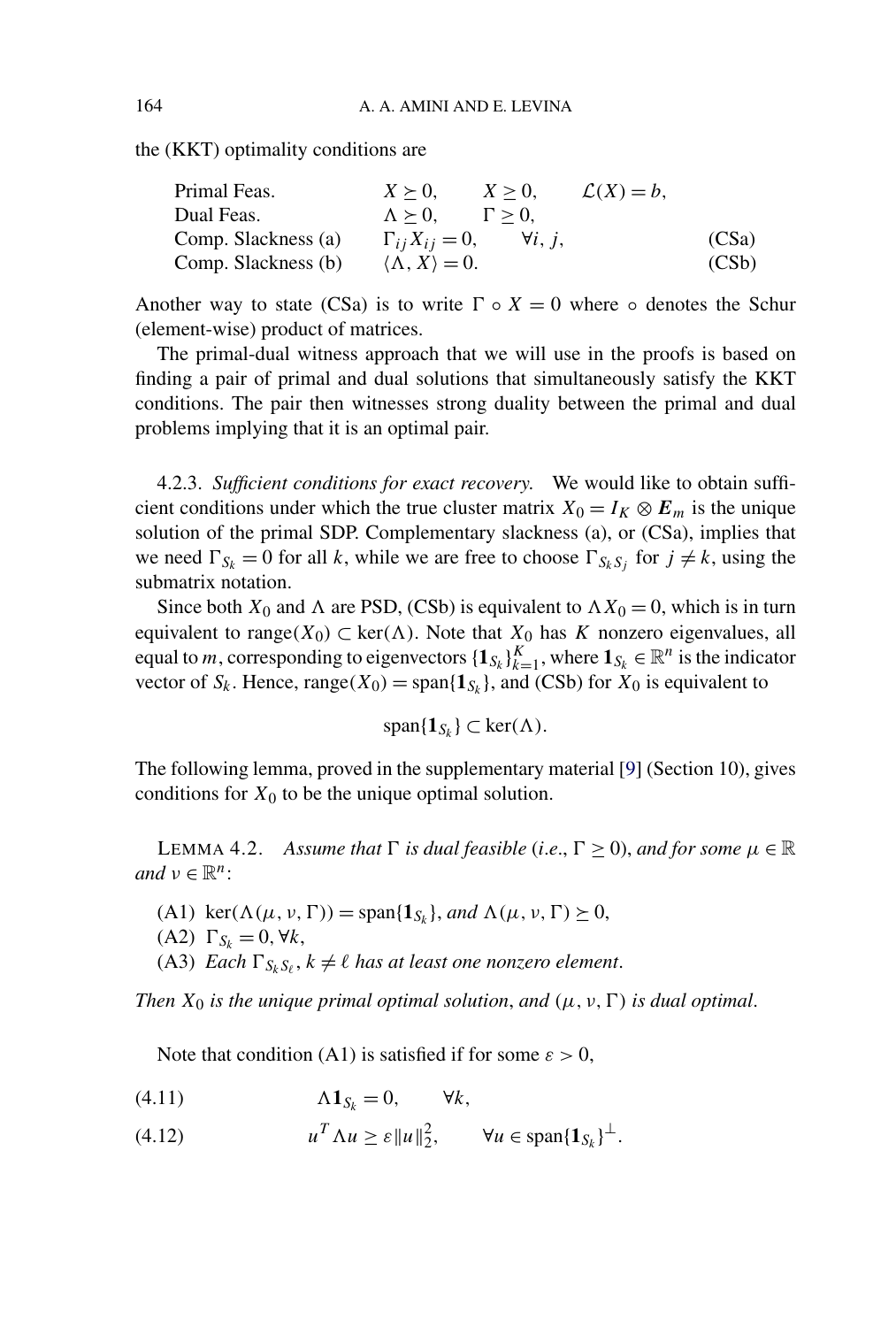the (KKT) optimality conditions are

| | | | | |
|---|---|---|---|---|
| Primal Feas. | $X \succeq 0,$ | $X \geq 0,$ | $\mathcal{L}(X) = b,$ | |
| Dual Feas. | $\Lambda \succeq 0,$ | $\Gamma \geq 0,$ | | |
| Comp. Slackness (a) | $\Gamma_{ij} X_{ij} = 0,$ | $\forall i, j,$ | | (CSa) |
| Comp. Slackness (b) | $\langle \Lambda, X \rangle = 0.$ | | | (CSb) |

Another way to state (CSa) is to write $\Gamma \circ X = 0$ where $\circ$ denotes the Schur (element-wise) product of matrices.

The primal-dual witness approach that we will use in the proofs is based on finding a pair of primal and dual solutions that simultaneously satisfy the KKT conditions. The pair then witnesses strong duality between the primal and dual problems implying that it is an optimal pair.

4.2.3. *Sufficient conditions for exact recovery.* We would like to obtain sufficient conditions under which the true cluster matrix $X_0 = I_K \otimes \boldsymbol{E}_m$ is the unique solution of the primal SDP. Complementary slackness (a), or (CSa), implies that we need $\Gamma_{S_k} = 0$ for all $k$, while we are free to choose $\Gamma_{S_k S_j}$ for $j \neq k$, using the submatrix notation.

Since both $X_0$ and $\Lambda$ are PSD, (CSb) is equivalent to $\Lambda X_0 = 0$, which is in turn equivalent to $\operatorname{range}(X_0) \subset \ker(\Lambda)$. Note that $X_0$ has $K$ nonzero eigenvalues, all equal to $m$, corresponding to eigenvectors $\{\mathbf{1}_{S_k}\}_{k=1}^K$, where $\mathbf{1}_{S_k} \in \mathbb{R}^n$ is the indicator vector of $S_k$. Hence, $\operatorname{range}(X_0) = \operatorname{span}\{\mathbf{1}_{S_k}\}$, and (CSb) for $X_0$ is equivalent to

$$\operatorname{span}\{\mathbf{1}_{S_k}\} \subset \ker(\Lambda).$$

The following lemma, proved in the supplementary material [9] (Section 10), gives conditions for $X_0$ to be the unique optimal solution.

LEMMA 4.2. *Assume that $\Gamma$ is dual feasible (i.e., $\Gamma \geq 0$), and for some $\mu \in \mathbb{R}$ and $\nu \in \mathbb{R}^n$:*

(A1) $\ker(\Lambda(\mu, \nu, \Gamma)) = \operatorname{span}\{\mathbf{1}_{S_k}\}$, *and* $\Lambda(\mu, \nu, \Gamma) \succeq 0$,

(A2) $\Gamma_{S_k} = 0, \forall k$,

(A3) *Each $\Gamma_{S_k S_\ell}$, $k \neq \ell$ has at least one nonzero element.*

*Then $X_0$ is the unique primal optimal solution, and $(\mu, \nu, \Gamma)$ is dual optimal.*

Note that condition (A1) is satisfied if for some $\varepsilon > 0$,

$$\Lambda \mathbf{1}_{S_k} = 0, \qquad \forall k, \tag{4.11}$$

$$u^T \Lambda u \geq \varepsilon \|u\|_2^2, \qquad \forall u \in \operatorname{span}\{\mathbf{1}_{S_k}\}^\perp. \tag{4.12}$$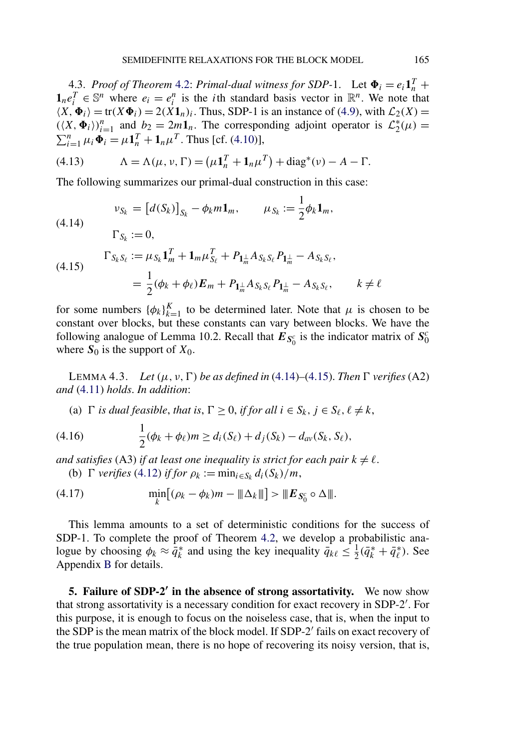4.3. *Proof of Theorem 4.2*: *Primal-dual witness for SDP-1*. Let $\boldsymbol{\Phi}_i = e_i \mathbf{1}_n^T + \mathbf{1}_n e_i^T \in \mathbb{S}^n$ where $e_i = e_i^n$ is the $i$th standard basis vector in $\mathbb{R}^n$. We note that $\langle X, \boldsymbol{\Phi}_i \rangle = \operatorname{tr}(X\boldsymbol{\Phi}_i) = 2(X\mathbf{1}_n)_i$. Thus, SDP-1 is an instance of (4.9), with $\mathcal{L}_2(X) = (\langle X, \boldsymbol{\Phi}_i \rangle)_{i=1}^n$ and $b_2 = 2m\mathbf{1}_n$. The corresponding adjoint operator is $\mathcal{L}_2^*(\mu) = \sum_{i=1}^n \mu_i \boldsymbol{\Phi}_i = \mu \mathbf{1}_n^T + \mathbf{1}_n \mu^T$. Thus [cf. (4.10)],

$$\Lambda = \Lambda(\mu, \nu, \Gamma) = \left(\mu \mathbf{1}_n^T + \mathbf{1}_n \mu^T\right) + \operatorname{diag}^*(\nu) - A - \Gamma. \tag{4.13}$$

The following summarizes our primal-dual construction in this case:

$$\begin{aligned} \nu_{S_k} &= \left[d(S_k)\right]_{S_k} - \phi_k m \mathbf{1}_m, \qquad \mu_{S_k} := \frac{1}{2}\phi_k \mathbf{1}_m, \\ \Gamma_{S_k} &:= 0, \end{aligned} \tag{4.14}$$

$$\begin{aligned} \Gamma_{S_k S_\ell} &:= \mu_{S_k} \mathbf{1}_m^T + \mathbf{1}_m \mu_{S_\ell}^T + P_{\mathbf{1}_m^\perp} A_{S_k S_\ell} P_{\mathbf{1}_m^\perp} - A_{S_k S_\ell}, \\ &= \frac{1}{2}(\phi_k + \phi_\ell)\boldsymbol{E}_m + P_{\mathbf{1}_m^\perp} A_{S_k S_\ell} P_{\mathbf{1}_m^\perp} - A_{S_k S_\ell}, \qquad k \neq \ell \end{aligned} \tag{4.15}$$

for some numbers $\{\phi_k\}_{k=1}^K$ to be determined later. Note that $\mu$ is chosen to be constant over blocks, but these constants can vary between blocks. We have the following analogue of Lemma 10.2. Recall that $\boldsymbol{E}_{\boldsymbol{S}_0^c}$ is the indicator matrix of $\boldsymbol{S}_0^c$ where $\boldsymbol{S}_0$ is the support of $X_0$.

LEMMA 4.3. *Let* $(\mu, \nu, \Gamma)$ *be as defined in* (4.14)–(4.15). *Then* $\Gamma$ *verifies* (A2) *and* (4.11) *holds*. *In addition*:

(a) $\Gamma$ *is dual feasible*, *that is*, $\Gamma \geq 0$, *if for all* $i \in S_k$, $j \in S_\ell$, $\ell \neq k$,

$$\frac{1}{2}(\phi_k + \phi_\ell)m \geq d_i(S_\ell) + d_j(S_k) - d_{av}(S_k, S_\ell), \tag{4.16}$$

*and satisfies* (A3) *if at least one inequality is strict for each pair* $k \neq \ell$.

(b) $\Gamma$ *verifies* (4.12) *if for* $\rho_k := \min_{i \in S_k} d_i(S_k)/m$,

$$\min_k \left[(\rho_k - \phi_k)m - |||\Delta_k|||\right] > |||\boldsymbol{E}_{\boldsymbol{S}_0^c} \circ \Delta|||. \tag{4.17}$$

This lemma amounts to a set of deterministic conditions for the success of SDP-1. To complete the proof of Theorem 4.2, we develop a probabilistic analogue by choosing $\phi_k \approx \bar{q}_k^*$ and using the key inequality $\bar{q}_{k\ell} \leq \frac{1}{2}(\bar{q}_k^* + \bar{q}_\ell^*)$. See Appendix B for details.

**5. Failure of SDP-2′ in the absence of strong assortativity.** We now show that strong assortativity is a necessary condition for exact recovery in SDP-2′. For this purpose, it is enough to focus on the noiseless case, that is, when the input to the SDP is the mean matrix of the block model. If SDP-2′ fails on exact recovery of the true population mean, there is no hope of recovering its noisy version, that is,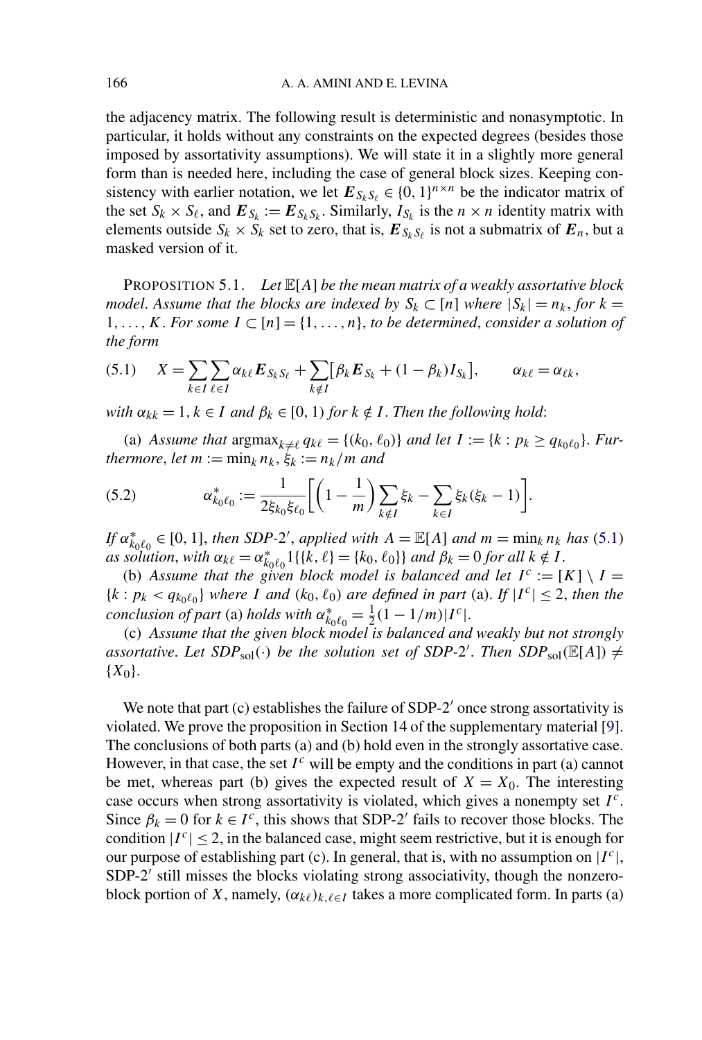the adjacency matrix. The following result is deterministic and nonasymptotic. In particular, it holds without any constraints on the expected degrees (besides those imposed by assortativity assumptions). We will state it in a slightly more general form than is needed here, including the case of general block sizes. Keeping consistency with earlier notation, we let $\boldsymbol{E}_{S_k S_\ell} \in \{0,1\}^{n\times n}$ be the indicator matrix of the set $S_k \times S_\ell$, and $\boldsymbol{E}_{S_k} := \boldsymbol{E}_{S_k S_k}$. Similarly, $I_{S_k}$ is the $n \times n$ identity matrix with elements outside $S_k \times S_k$ set to zero, that is, $\boldsymbol{E}_{S_k S_\ell}$ is not a submatrix of $\boldsymbol{E}_n$, but a masked version of it.

PROPOSITION 5.1. *Let $\mathbb{E}[A]$ be the mean matrix of a weakly assortative block model. Assume that the blocks are indexed by $S_k \subset [n]$ where $|S_k| = n_k$, for $k = 1,\dots,K$. For some $I \subset [n] = \{1,\dots,n\}$, to be determined, consider a solution of the form*

$$X = \sum_{k\in I}\sum_{\ell\in I} \alpha_{k\ell} \boldsymbol{E}_{S_k S_\ell} + \sum_{k\notin I}\big[\beta_k \boldsymbol{E}_{S_k} + (1-\beta_k) I_{S_k}\big], \qquad \alpha_{k\ell} = \alpha_{\ell k}, \tag{5.1}$$

*with $\alpha_{kk} = 1$, $k \in I$ and $\beta_k \in [0,1)$ for $k \notin I$. Then the following hold:*

(a) *Assume that $\operatorname{argmax}_{k\neq\ell} q_{k\ell} = \{(k_0,\ell_0)\}$ and let $I := \{k : p_k \geq q_{k_0\ell_0}\}$. Furthermore, let $m := \min_k n_k$, $\xi_k := n_k/m$ and*

$$\alpha^*_{k_0\ell_0} := \frac{1}{2\xi_{k_0}\xi_{\ell_0}}\bigg[\bigg(1-\frac{1}{m}\bigg)\sum_{k\notin I}\xi_k - \sum_{k\in I}\xi_k(\xi_k - 1)\bigg]. \tag{5.2}$$

*If $\alpha^*_{k_0\ell_0} \in [0,1]$, then SDP-2′, applied with $A = \mathbb{E}[A]$ and $m = \min_k n_k$ has (5.1) as solution, with $\alpha_{k\ell} = \alpha^*_{k_0\ell_0} 1\{\{k,\ell\} = \{k_0,\ell_0\}\}$ and $\beta_k = 0$ for all $k \notin I$.*

(b) *Assume that the given block model is balanced and let $I^c := [K]\setminus I = \{k : p_k < q_{k_0\ell_0}\}$ where $I$ and $(k_0,\ell_0)$ are defined in part (a). If $|I^c| \leq 2$, then the conclusion of part (a) holds with $\alpha^*_{k_0\ell_0} = \frac{1}{2}(1-1/m)|I^c|$.*

(c) *Assume that the given block model is balanced and weakly but not strongly assortative. Let $SDP_{\text{sol}}(\cdot)$ be the solution set of SDP-2′. Then $SDP_{\text{sol}}(\mathbb{E}[A]) \neq \{X_0\}$.*

We note that part (c) establishes the failure of SDP-2′ once strong assortativity is violated. We prove the proposition in Section 14 of the supplementary material [9]. The conclusions of both parts (a) and (b) hold even in the strongly assortative case. However, in that case, the set $I^c$ will be empty and the conditions in part (a) cannot be met, whereas part (b) gives the expected result of $X = X_0$. The interesting case occurs when strong assortativity is violated, which gives a nonempty set $I^c$. Since $\beta_k = 0$ for $k \in I^c$, this shows that SDP-2′ fails to recover those blocks. The condition $|I^c| \leq 2$, in the balanced case, might seem restrictive, but it is enough for our purpose of establishing part (c). In general, that is, with no assumption on $|I^c|$, SDP-2′ still misses the blocks violating strong associativity, though the nonzero-block portion of $X$, namely, $(\alpha_{k\ell})_{k,\ell\in I}$ takes a more complicated form. In parts (a)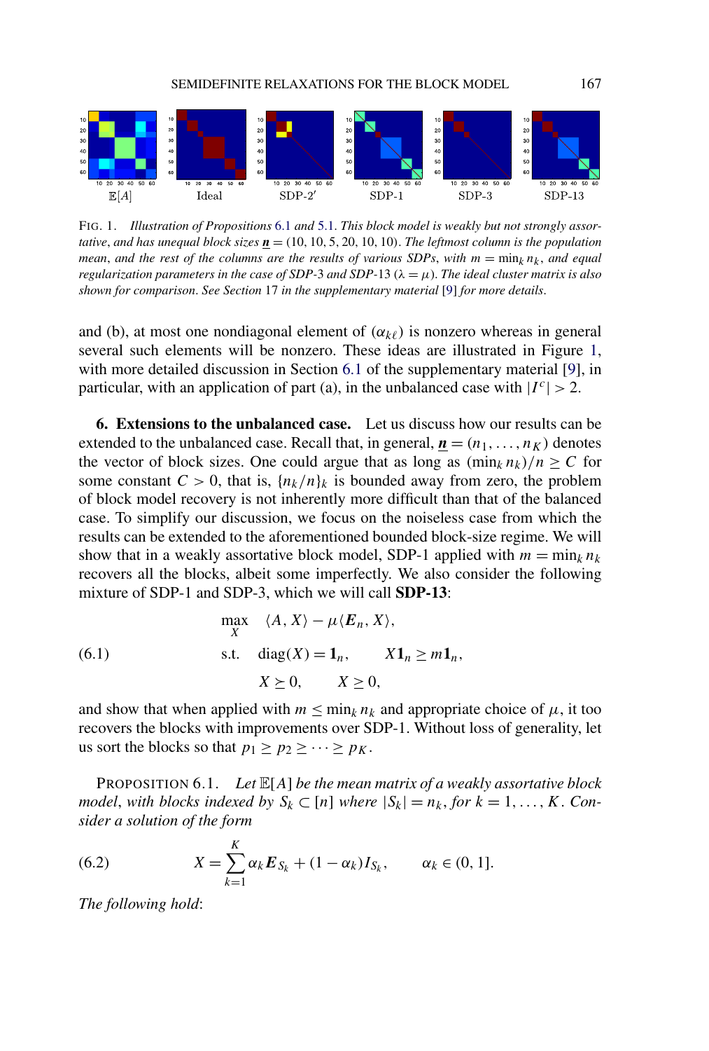FIG. 1. *Illustration of Propositions 6.1 and 5.1. This block model is weakly but not strongly assortative, and has unequal block sizes* $\underline{\boldsymbol{n}} = (10, 10, 5, 20, 10, 10)$. *The leftmost column is the population mean, and the rest of the columns are the results of various SDPs, with* $m = \min_k n_k$, *and equal regularization parameters in the case of SDP-3 and SDP-13* ($\lambda = \mu$). *The ideal cluster matrix is also shown for comparison. See Section 17 in the supplementary material [9] for more details.*

and (b), at most one nondiagonal element of $(\alpha_{k\ell})$ is nonzero whereas in general several such elements will be nonzero. These ideas are illustrated in Figure 1, with more detailed discussion in Section 6.1 of the supplementary material [9], in particular, with an application of part (a), in the unbalanced case with $|I^c| > 2$.

## 6. Extensions to the unbalanced case.

Let us discuss how our results can be extended to the unbalanced case. Recall that, in general, $\underline{\boldsymbol{n}} = (n_1, \dots, n_K)$ denotes the vector of block sizes. One could argue that as long as $(\min_k n_k)/n \geq C$ for some constant $C > 0$, that is, $\{n_k/n\}_k$ is bounded away from zero, the problem of block model recovery is not inherently more difficult than that of the balanced case. To simplify our discussion, we focus on the noiseless case from which the results can be extended to the aforementioned bounded block-size regime. We will show that in a weakly assortative block model, SDP-1 applied with $m = \min_k n_k$ recovers all the blocks, albeit some imperfectly. We also consider the following mixture of SDP-1 and SDP-3, which we will call **SDP-13**:

$$
\begin{aligned}
\max_X \quad & \langle A, X\rangle - \mu\langle \boldsymbol{E}_n, X\rangle, \\
\text{s.t.} \quad & \operatorname{diag}(X) = \mathbf{1}_n, \qquad X\mathbf{1}_n \geq m\mathbf{1}_n, \\
& X \succeq 0, \qquad X \geq 0,
\end{aligned}
\tag{6.1}
$$

and show that when applied with $m \leq \min_k n_k$ and appropriate choice of $\mu$, it too recovers the blocks with improvements over SDP-1. Without loss of generality, let us sort the blocks so that $p_1 \geq p_2 \geq \dots \geq p_K$.

PROPOSITION 6.1. *Let* $\mathbb{E}[A]$ *be the mean matrix of a weakly assortative block model, with blocks indexed by* $S_k \subset [n]$ *where* $|S_k| = n_k$, *for* $k = 1, \dots, K$. *Consider a solution of the form*

$$
X = \sum_{k=1}^{K} \alpha_k \boldsymbol{E}_{S_k} + (1 - \alpha_k) I_{S_k}, \qquad \alpha_k \in (0, 1].
\tag{6.2}
$$

*The following hold*: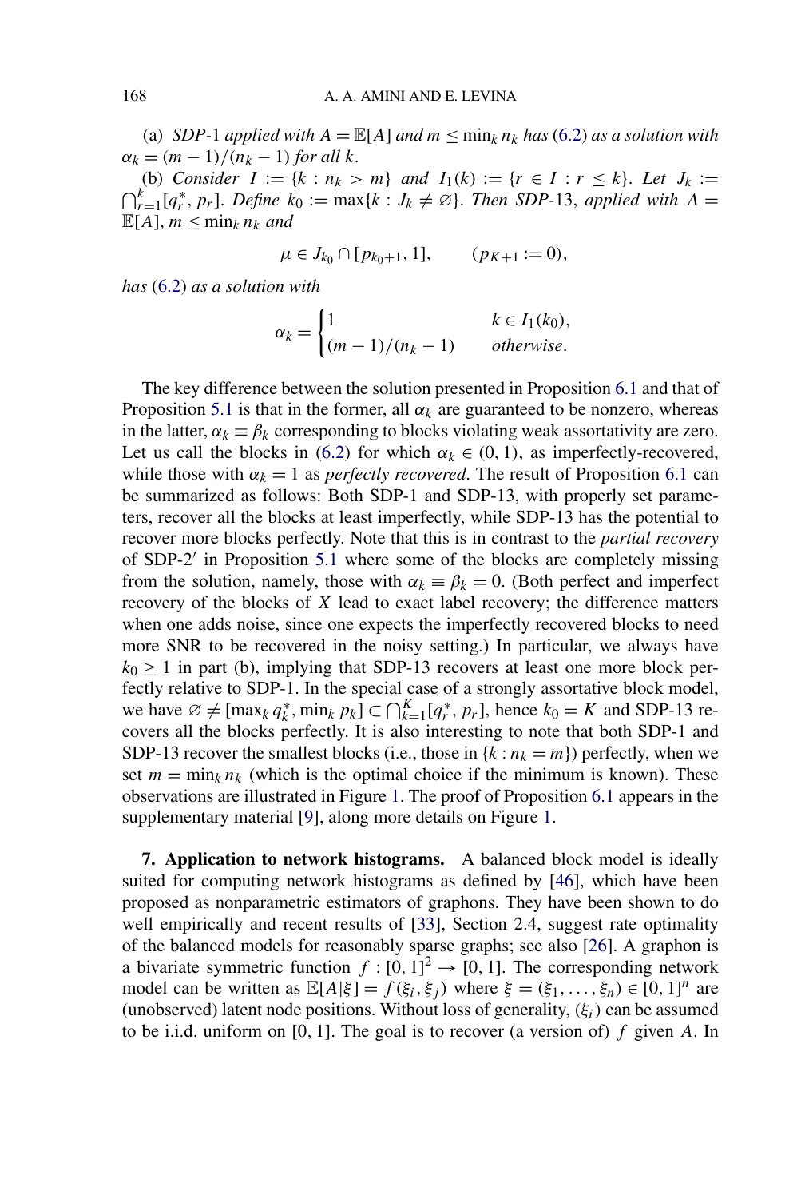(a) *SDP-1 applied with* $A = \mathbb{E}[A]$ *and* $m \le \min_k n_k$ *has* (6.2) *as a solution with* $\alpha_k = (m-1)/(n_k-1)$ *for all* $k$.

(b) *Consider* $I := \{k : n_k > m\}$ *and* $I_1(k) := \{r \in I : r \le k\}$. *Let* $J_k := \bigcap_{r=1}^{k} [q_r^*, p_r]$. *Define* $k_0 := \max\{k : J_k \neq \varnothing\}$. *Then SDP-13, applied with* $A = \mathbb{E}[A]$, $m \le \min_k n_k$ *and*

$$\mu \in J_{k_0} \cap [p_{k_0+1}, 1], \qquad (p_{K+1} := 0),$$

*has* (6.2) *as a solution with*

$$\alpha_k = \begin{cases} 1 & k \in I_1(k_0), \\ (m-1)/(n_k-1) & \textit{otherwise}. \end{cases}$$

The key difference between the solution presented in Proposition 6.1 and that of Proposition 5.1 is that in the former, all $\alpha_k$ are guaranteed to be nonzero, whereas in the latter, $\alpha_k \equiv \beta_k$ corresponding to blocks violating weak assortativity are zero. Let us call the blocks in (6.2) for which $\alpha_k \in (0,1)$, as imperfectly-recovered, while those with $\alpha_k = 1$ as *perfectly recovered*. The result of Proposition 6.1 can be summarized as follows: Both SDP-1 and SDP-13, with properly set parameters, recover all the blocks at least imperfectly, while SDP-13 has the potential to recover more blocks perfectly. Note that this is in contrast to the *partial recovery* of SDP-2′ in Proposition 5.1 where some of the blocks are completely missing from the solution, namely, those with $\alpha_k \equiv \beta_k = 0$. (Both perfect and imperfect recovery of the blocks of $X$ lead to exact label recovery; the difference matters when one adds noise, since one expects the imperfectly recovered blocks to need more SNR to be recovered in the noisy setting.) In particular, we always have $k_0 \ge 1$ in part (b), implying that SDP-13 recovers at least one more block perfectly relative to SDP-1. In the special case of a strongly assortative block model, we have $\varnothing \neq [\max_k q_k^*, \min_k p_k] \subset \bigcap_{k=1}^{K} [q_r^*, p_r]$, hence $k_0 = K$ and SDP-13 recovers all the blocks perfectly. It is also interesting to note that both SDP-1 and SDP-13 recover the smallest blocks (i.e., those in $\{k : n_k = m\}$) perfectly, when we set $m = \min_k n_k$ (which is the optimal choice if the minimum is known). These observations are illustrated in Figure 1. The proof of Proposition 6.1 appears in the supplementary material [9], along more details on Figure 1.

**7. Application to network histograms.** A balanced block model is ideally suited for computing network histograms as defined by [46], which have been proposed as nonparametric estimators of graphons. They have been shown to do well empirically and recent results of [33], Section 2.4, suggest rate optimality of the balanced models for reasonably sparse graphs; see also [26]. A graphon is a bivariate symmetric function $f : [0,1]^2 \to [0,1]$. The corresponding network model can be written as $\mathbb{E}[A|\xi] = f(\xi_i, \xi_j)$ where $\xi = (\xi_1, \ldots, \xi_n) \in [0,1]^n$ are (unobserved) latent node positions. Without loss of generality, $(\xi_i)$ can be assumed to be i.i.d. uniform on $[0,1]$. The goal is to recover (a version of) $f$ given $A$. In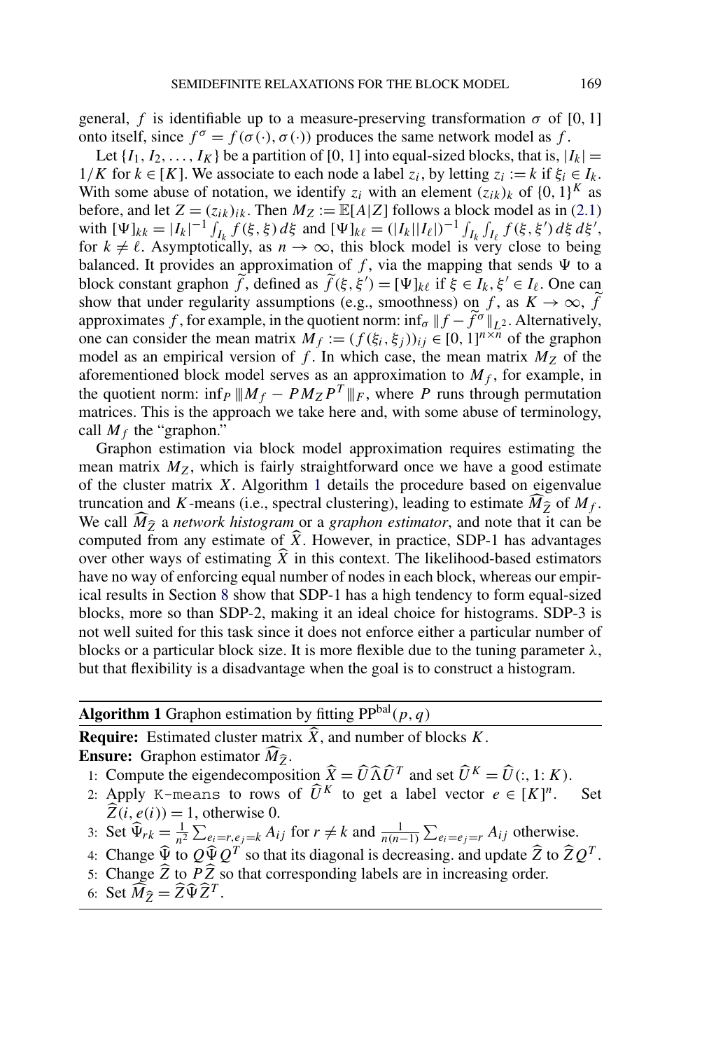general, $f$ is identifiable up to a measure-preserving transformation $\sigma$ of $[0,1]$ onto itself, since $f^\sigma = f(\sigma(\cdot), \sigma(\cdot))$ produces the same network model as $f$.

Let $\{I_1, I_2, \dots, I_K\}$ be a partition of $[0,1]$ into equal-sized blocks, that is, $|I_k| = 1/K$ for $k \in [K]$. We associate to each node a label $z_i$, by letting $z_i := k$ if $\xi_i \in I_k$. With some abuse of notation, we identify $z_i$ with an element $(z_{ik})_k$ of $\{0,1\}^K$ as before, and let $Z = (z_{ik})_{ik}$. Then $M_Z := \mathbb{E}[A|Z]$ follows a block model as in (2.1) with $[\Psi]_{kk} = |I_k|^{-1} \int_{I_k} f(\xi, \xi)\, d\xi$ and $[\Psi]_{k\ell} = (|I_k||I_\ell|)^{-1} \int_{I_k} \int_{I_\ell} f(\xi, \xi')\, d\xi\, d\xi'$, for $k \neq \ell$. Asymptotically, as $n \to \infty$, this block model is very close to being balanced. It provides an approximation of $f$, via the mapping that sends $\Psi$ to a block constant graphon $\widetilde{f}$, defined as $\widetilde{f}(\xi, \xi') = [\Psi]_{k\ell}$ if $\xi \in I_k, \xi' \in I_\ell$. One can show that under regularity assumptions (e.g., smoothness) on $f$, as $K \to \infty$, $\widetilde{f}$ approximates $f$, for example, in the quotient norm: $\inf_\sigma \|f - \widetilde{f}^\sigma\|_{L^2}$. Alternatively, one can consider the mean matrix $M_f := (f(\xi_i, \xi_j))_{ij} \in [0,1]^{n \times n}$ of the graphon model as an empirical version of $f$. In which case, the mean matrix $M_Z$ of the aforementioned block model serves as an approximation to $M_f$, for example, in the quotient norm: $\inf_P \|M_f - P M_Z P^T\|_F$, where $P$ runs through permutation matrices. This is the approach we take here and, with some abuse of terminology, call $M_f$ the "graphon."

Graphon estimation via block model approximation requires estimating the mean matrix $M_Z$, which is fairly straightforward once we have a good estimate of the cluster matrix $X$. Algorithm 1 details the procedure based on eigenvalue truncation and $K$-means (i.e., spectral clustering), leading to estimate $\widehat{M}_{\widehat{Z}}$ of $M_f$. We call $\widehat{M}_{\widehat{Z}}$ a *network histogram* or a *graphon estimator*, and note that it can be computed from any estimate of $\widehat{X}$. However, in practice, SDP-1 has advantages over other ways of estimating $\widehat{X}$ in this context. The likelihood-based estimators have no way of enforcing equal number of nodes in each block, whereas our empirical results in Section 8 show that SDP-1 has a high tendency to form equal-sized blocks, more so than SDP-2, making it an ideal choice for histograms. SDP-3 is not well suited for this task since it does not enforce either a particular number of blocks or a particular block size. It is more flexible due to the tuning parameter $\lambda$, but that flexibility is a disadvantage when the goal is to construct a histogram.

---

**Algorithm 1** Graphon estimation by fitting $\mathrm{PP}^{\mathrm{bal}}(p, q)$

**Require:** Estimated cluster matrix $\widehat{X}$, and number of blocks $K$.

**Ensure:** Graphon estimator $\widehat{M}_{\widehat{Z}}$.

1: Compute the eigendecomposition $\widehat{X} = \widehat{U}\widehat{\Lambda}\widehat{U}^T$ and set $\widehat{U}^K = \widehat{U}(:, 1{:}\,K)$.

2: Apply `K-means` to rows of $\widehat{U}^K$ to get a label vector $e \in [K]^n$. Set $\widehat{Z}(i, e(i)) = 1$, otherwise 0.

3: Set $\widehat{\Psi}_{rk} = \frac{1}{n^2} \sum_{e_i = r, e_j = k} A_{ij}$ for $r \neq k$ and $\frac{1}{n(n-1)} \sum_{e_i = e_j = r} A_{ij}$ otherwise.

4: Change $\widehat{\Psi}$ to $Q\widehat{\Psi}Q^T$ so that its diagonal is decreasing. and update $\widehat{Z}$ to $\widehat{Z}Q^T$.

5: Change $\widehat{Z}$ to $P\widehat{Z}$ so that corresponding labels are in increasing order.

6: Set $\widehat{M}_{\widehat{Z}} = \widehat{Z}\widehat{\Psi}\widehat{Z}^T$.

---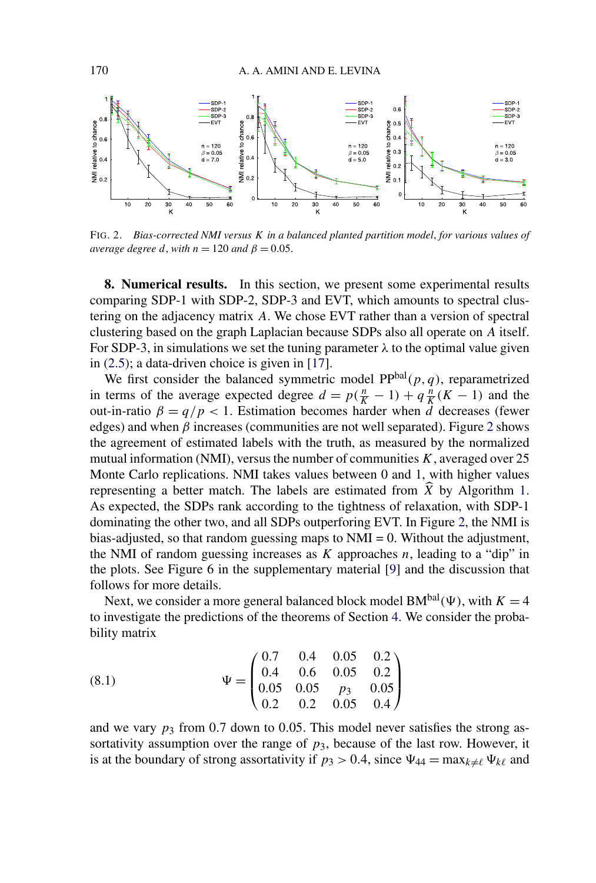FIG. 2. *Bias-corrected NMI versus $K$ in a balanced planted partition model, for various values of average degree $d$, with $n = 120$ and $\beta = 0.05$.*

## 8. Numerical results.

In this section, we present some experimental results comparing SDP-1 with SDP-2, SDP-3 and EVT, which amounts to spectral clustering on the adjacency matrix $A$. We chose EVT rather than a version of spectral clustering based on the graph Laplacian because SDPs also all operate on $A$ itself. For SDP-3, in simulations we set the tuning parameter $\lambda$ to the optimal value given in (2.5); a data-driven choice is given in [17].

We first consider the balanced symmetric model $\mathrm{PP}^{\mathrm{bal}}(p, q)$, reparametrized in terms of the average expected degree $d = p(\frac{n}{K} - 1) + q\frac{n}{K}(K - 1)$ and the out-in-ratio $\beta = q/p < 1$. Estimation becomes harder when $d$ decreases (fewer edges) and when $\beta$ increases (communities are not well separated). Figure 2 shows the agreement of estimated labels with the truth, as measured by the normalized mutual information (NMI), versus the number of communities $K$, averaged over 25 Monte Carlo replications. NMI takes values between 0 and 1, with higher values representing a better match. The labels are estimated from $\widehat{X}$ by Algorithm 1. As expected, the SDPs rank according to the tightness of relaxation, with SDP-1 dominating the other two, and all SDPs outperforing EVT. In Figure 2, the NMI is bias-adjusted, so that random guessing maps to NMI = 0. Without the adjustment, the NMI of random guessing increases as $K$ approaches $n$, leading to a "dip" in the plots. See Figure 6 in the supplementary material [9] and the discussion that follows for more details.

Next, we consider a more general balanced block model $\mathrm{BM}^{\mathrm{bal}}(\Psi)$, with $K = 4$ to investigate the predictions of the theorems of Section 4. We consider the probability matrix

$$\Psi = \begin{pmatrix} 0.7 & 0.4 & 0.05 & 0.2 \\ 0.4 & 0.6 & 0.05 & 0.2 \\ 0.05 & 0.05 & p_3 & 0.05 \\ 0.2 & 0.2 & 0.05 & 0.4 \end{pmatrix} \tag{8.1}$$

and we vary $p_3$ from 0.7 down to 0.05. This model never satisfies the strong assortativity assumption over the range of $p_3$, because of the last row. However, it is at the boundary of strong assortativity if $p_3 > 0.4$, since $\Psi_{44} = \max_{k \neq \ell} \Psi_{k\ell}$ and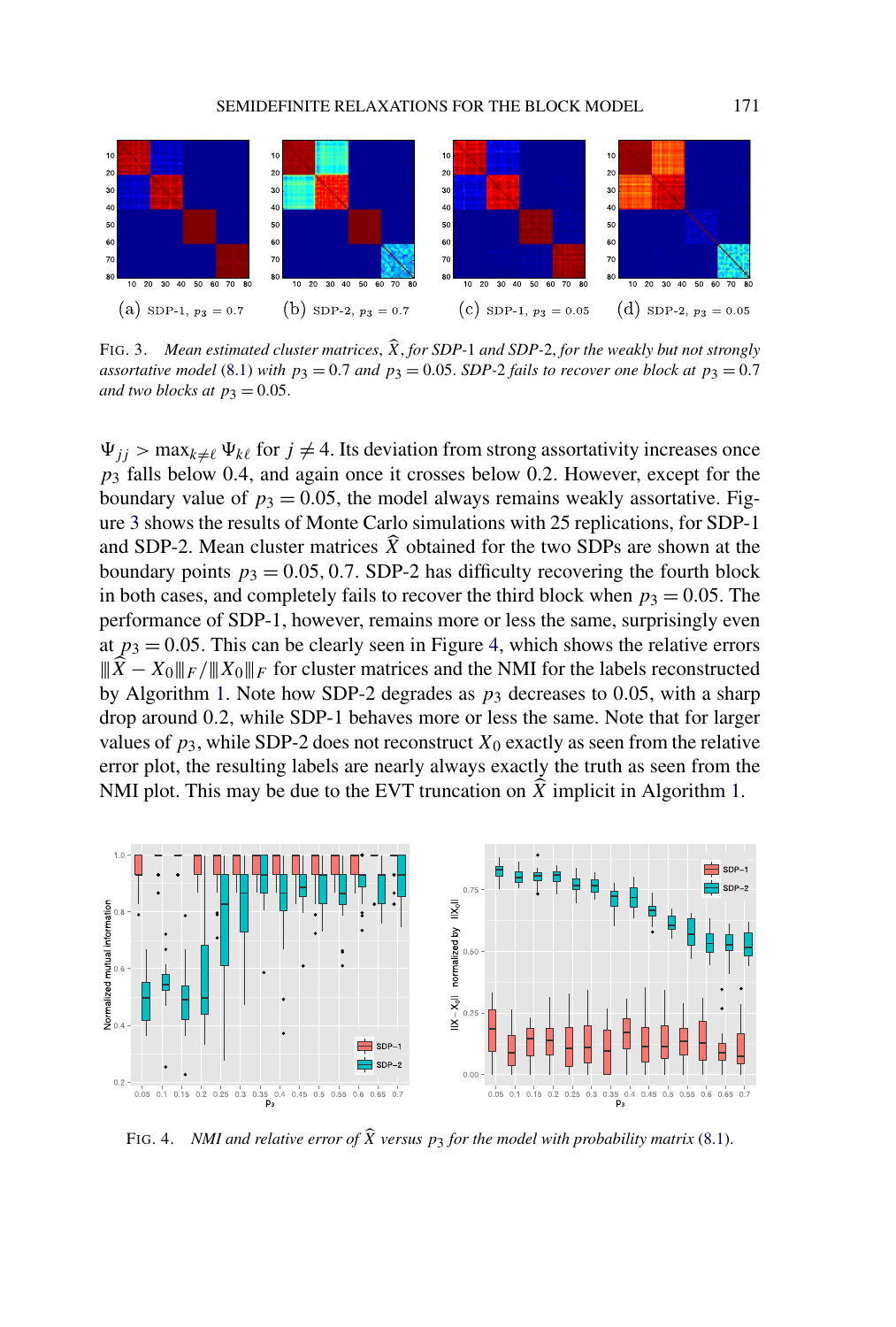(a) SDP-1, $p_3 = 0.7$ (b) SDP-2, $p_3 = 0.7$ (c) SDP-1, $p_3 = 0.05$ (d) SDP-2, $p_3 = 0.05$

FIG. 3. *Mean estimated cluster matrices, $\widehat{X}$, for SDP-1 and SDP-2, for the weakly but not strongly assortative model* (8.1) *with $p_3 = 0.7$ and $p_3 = 0.05$. SDP-2 fails to recover one block at $p_3 = 0.7$ and two blocks at $p_3 = 0.05$.*

$\Psi_{jj} > \max_{k \neq \ell} \Psi_{k\ell}$ for $j \neq 4$. Its deviation from strong assortativity increases once $p_3$ falls below 0.4, and again once it crosses below 0.2. However, except for the boundary value of $p_3 = 0.05$, the model always remains weakly assortative. Figure 3 shows the results of Monte Carlo simulations with 25 replications, for SDP-1 and SDP-2. Mean cluster matrices $\widehat{X}$ obtained for the two SDPs are shown at the boundary points $p_3 = 0.05, 0.7$. SDP-2 has difficulty recovering the fourth block in both cases, and completely fails to recover the third block when $p_3 = 0.05$. The performance of SDP-1, however, remains more or less the same, surprisingly even at $p_3 = 0.05$. This can be clearly seen in Figure 4, which shows the relative errors $\|\widehat{X} - X_0\|_F / \|X_0\|_F$ for cluster matrices and the NMI for the labels reconstructed by Algorithm 1. Note how SDP-2 degrades as $p_3$ decreases to 0.05, with a sharp drop around 0.2, while SDP-1 behaves more or less the same. Note that for larger values of $p_3$, while SDP-2 does not reconstruct $X_0$ exactly as seen from the relative error plot, the resulting labels are nearly always exactly the truth as seen from the NMI plot. This may be due to the EVT truncation on $\widehat{X}$ implicit in Algorithm 1.

FIG. 4. *NMI and relative error of $\widehat{X}$ versus $p_3$ for the model with probability matrix* (8.1).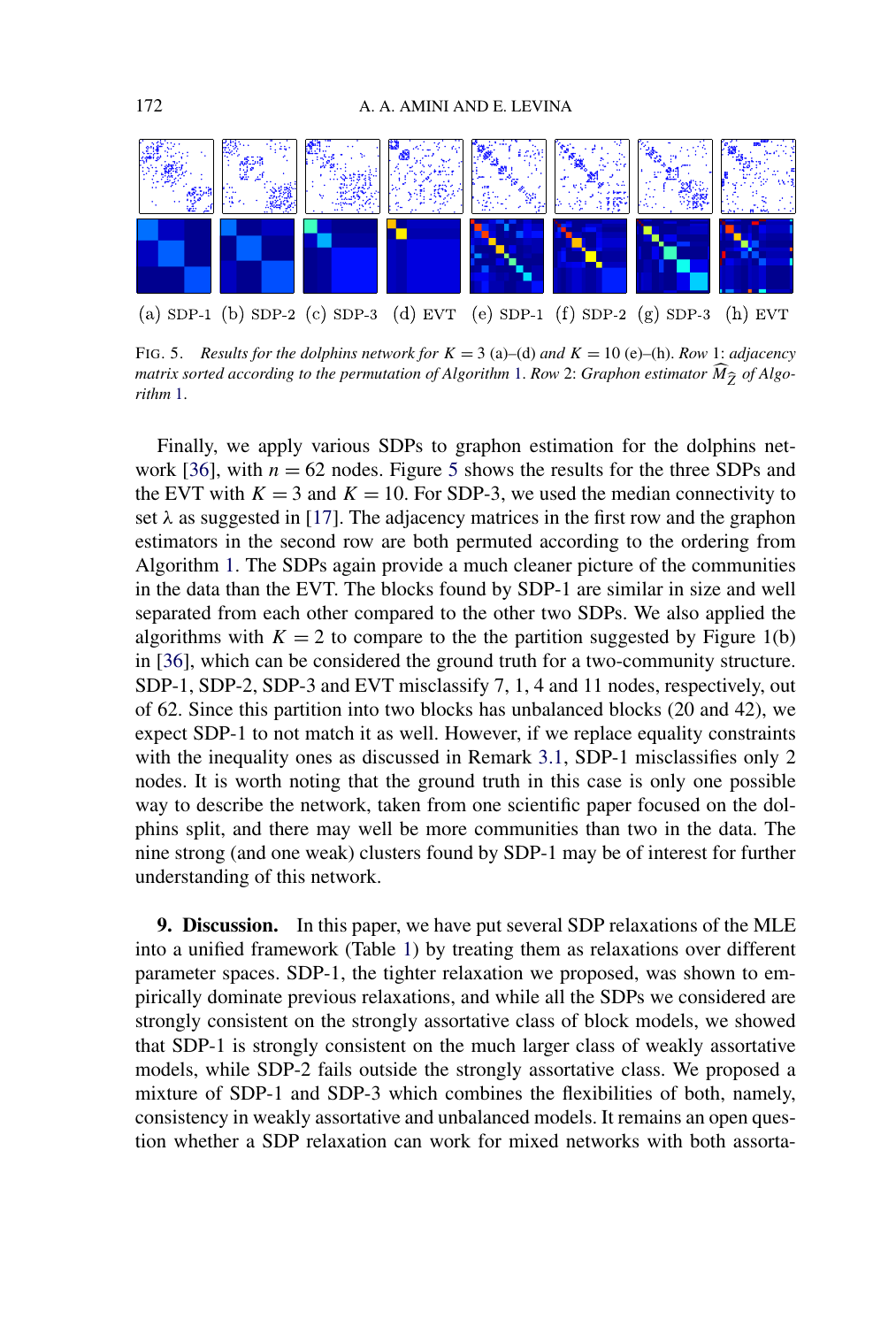(a) SDP-1 (b) SDP-2 (c) SDP-3 (d) EVT (e) SDP-1 (f) SDP-2 (g) SDP-3 (h) EVT

FIG. 5. *Results for the dolphins network for $K = 3$ (a)–(d) and $K = 10$ (e)–(h). Row 1: adjacency matrix sorted according to the permutation of Algorithm 1. Row 2: Graphon estimator $\widehat{M}_{\widehat{Z}}$ of Algorithm 1.*

Finally, we apply various SDPs to graphon estimation for the dolphins network [36], with $n = 62$ nodes. Figure 5 shows the results for the three SDPs and the EVT with $K = 3$ and $K = 10$. For SDP-3, we used the median connectivity to set $\lambda$ as suggested in [17]. The adjacency matrices in the first row and the graphon estimators in the second row are both permuted according to the ordering from Algorithm 1. The SDPs again provide a much cleaner picture of the communities in the data than the EVT. The blocks found by SDP-1 are similar in size and well separated from each other compared to the other two SDPs. We also applied the algorithms with $K = 2$ to compare to the the partition suggested by Figure 1(b) in [36], which can be considered the ground truth for a two-community structure. SDP-1, SDP-2, SDP-3 and EVT misclassify 7, 1, 4 and 11 nodes, respectively, out of 62. Since this partition into two blocks has unbalanced blocks (20 and 42), we expect SDP-1 to not match it as well. However, if we replace equality constraints with the inequality ones as discussed in Remark 3.1, SDP-1 misclassifies only 2 nodes. It is worth noting that the ground truth in this case is only one possible way to describe the network, taken from one scientific paper focused on the dolphins split, and there may well be more communities than two in the data. The nine strong (and one weak) clusters found by SDP-1 may be of interest for further understanding of this network.

**9. Discussion.** In this paper, we have put several SDP relaxations of the MLE into a unified framework (Table 1) by treating them as relaxations over different parameter spaces. SDP-1, the tighter relaxation we proposed, was shown to empirically dominate previous relaxations, and while all the SDPs we considered are strongly consistent on the strongly assortative class of block models, we showed that SDP-1 is strongly consistent on the much larger class of weakly assortative models, while SDP-2 fails outside the strongly assortative class. We proposed a mixture of SDP-1 and SDP-3 which combines the flexibilities of both, namely, consistency in weakly assortative and unbalanced models. It remains an open question whether a SDP relaxation can work for mixed networks with both assorta-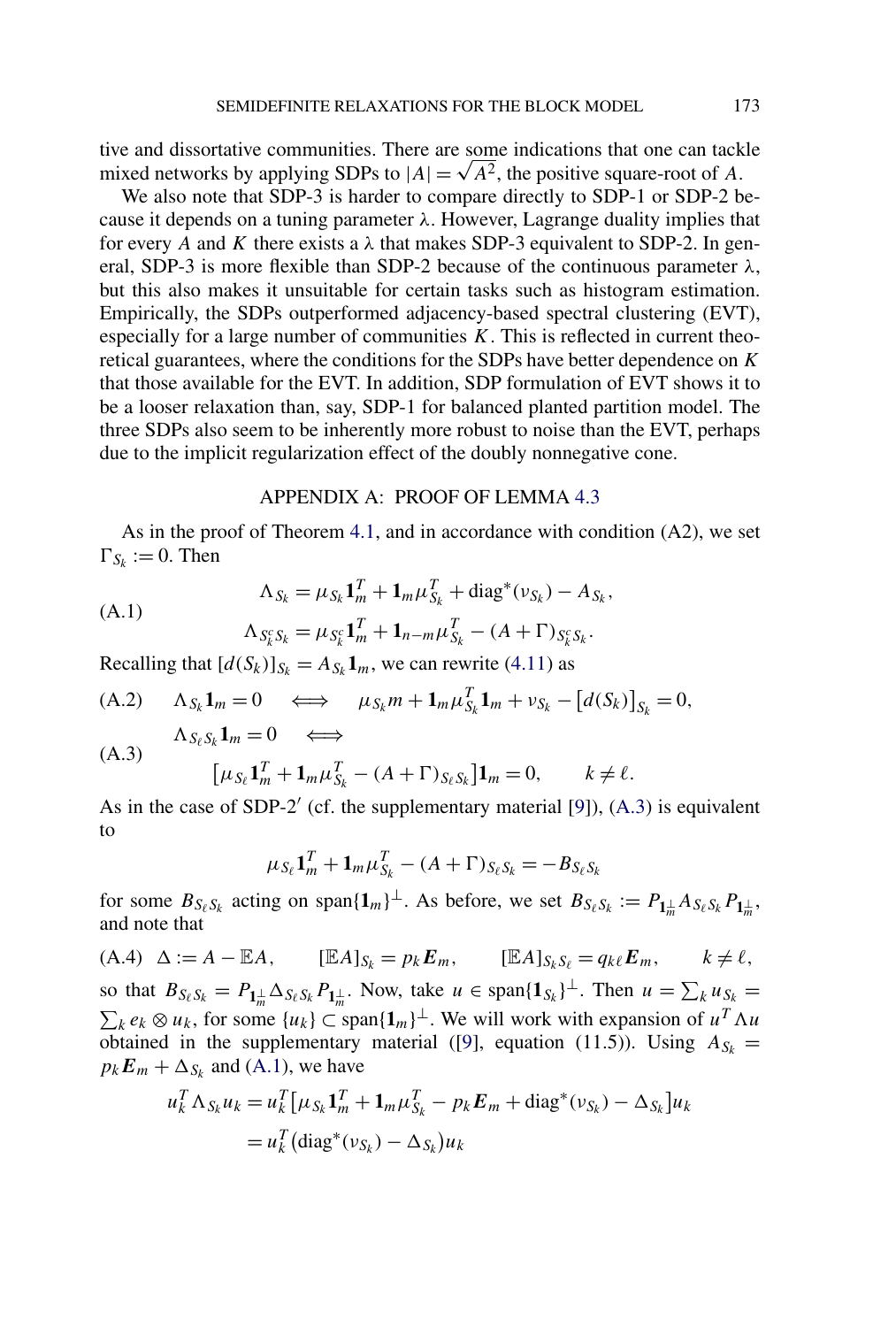tive and dissortative communities. There are some indications that one can tackle mixed networks by applying SDPs to $|A| = \sqrt{A^2}$, the positive square-root of $A$.

We also note that SDP-3 is harder to compare directly to SDP-1 or SDP-2 because it depends on a tuning parameter $\lambda$. However, Lagrange duality implies that for every $A$ and $K$ there exists a $\lambda$ that makes SDP-3 equivalent to SDP-2. In general, SDP-3 is more flexible than SDP-2 because of the continuous parameter $\lambda$, but this also makes it unsuitable for certain tasks such as histogram estimation. Empirically, the SDPs outperformed adjacency-based spectral clustering (EVT), especially for a large number of communities $K$. This is reflected in current theoretical guarantees, where the conditions for the SDPs have better dependence on $K$ that those available for the EVT. In addition, SDP formulation of EVT shows it to be a looser relaxation than, say, SDP-1 for balanced planted partition model. The three SDPs also seem to be inherently more robust to noise than the EVT, perhaps due to the implicit regularization effect of the doubly nonnegative cone.

## APPENDIX A: PROOF OF LEMMA 4.3

As in the proof of Theorem 4.1, and in accordance with condition (A2), we set $\Gamma_{S_k} := 0$. Then

$$
\begin{aligned}
\Lambda_{S_k} &= \mu_{S_k}\mathbf{1}_m^T + \mathbf{1}_m\mu_{S_k}^T + \operatorname{diag}^*(\nu_{S_k}) - A_{S_k}, \\
\Lambda_{S_k^c S_k} &= \mu_{S_k^c}\mathbf{1}_m^T + \mathbf{1}_{n-m}\mu_{S_k}^T - (A+\Gamma)_{S_k^c S_k}.
\end{aligned}
\tag{A.1}
$$

Recalling that $[d(S_k)]_{S_k} = A_{S_k}\mathbf{1}_m$, we can rewrite (4.11) as

$$
\Lambda_{S_k}\mathbf{1}_m = 0 \quad \iff \quad \mu_{S_k}m + \mathbf{1}_m\mu_{S_k}^T\mathbf{1}_m + \nu_{S_k} - [d(S_k)]_{S_k} = 0, \tag{A.2}
$$

$$
\begin{aligned}
&\Lambda_{S_\ell S_k}\mathbf{1}_m = 0 \quad \iff \\
&\quad [\mu_{S_\ell}\mathbf{1}_m^T + \mathbf{1}_m\mu_{S_k}^T - (A+\Gamma)_{S_\ell S_k}]\mathbf{1}_m = 0, \qquad k \neq \ell.
\end{aligned}
\tag{A.3}
$$

As in the case of SDP-2′ (cf. the supplementary material [9]), (A.3) is equivalent to

$$
\mu_{S_\ell}\mathbf{1}_m^T + \mathbf{1}_m\mu_{S_k}^T - (A+\Gamma)_{S_\ell S_k} = -B_{S_\ell S_k}
$$

for some $B_{S_\ell S_k}$ acting on $\operatorname{span}\{\mathbf{1}_m\}^\perp$. As before, we set $B_{S_\ell S_k} := P_{\mathbf{1}_m^\perp} A_{S_\ell S_k} P_{\mathbf{1}_m^\perp}$, and note that

$$
\Delta := A - \mathbb{E}A, \qquad [\mathbb{E}A]_{S_k} = p_k\boldsymbol{E}_m, \qquad [\mathbb{E}A]_{S_k S_\ell} = q_{k\ell}\boldsymbol{E}_m, \qquad k \neq \ell, \tag{A.4}
$$

so that $B_{S_\ell S_k} = P_{\mathbf{1}_m^\perp}\Delta_{S_\ell S_k}P_{\mathbf{1}_m^\perp}$. Now, take $u \in \operatorname{span}\{\mathbf{1}_{S_k}\}^\perp$. Then $u = \sum_k u_{S_k} = \sum_k e_k \otimes u_k$, for some $\{u_k\} \subset \operatorname{span}\{\mathbf{1}_m\}^\perp$. We will work with expansion of $u^T\Lambda u$ obtained in the supplementary material ([9], equation (11.5)). Using $A_{S_k} = p_k\boldsymbol{E}_m + \Delta_{S_k}$ and (A.1), we have

$$
\begin{aligned}
u_k^T\Lambda_{S_k}u_k &= u_k^T[\mu_{S_k}\mathbf{1}_m^T + \mathbf{1}_m\mu_{S_k}^T - p_k\boldsymbol{E}_m + \operatorname{diag}^*(\nu_{S_k}) - \Delta_{S_k}]u_k \\
&= u_k^T(\operatorname{diag}^*(\nu_{S_k}) - \Delta_{S_k})u_k
\end{aligned}
$$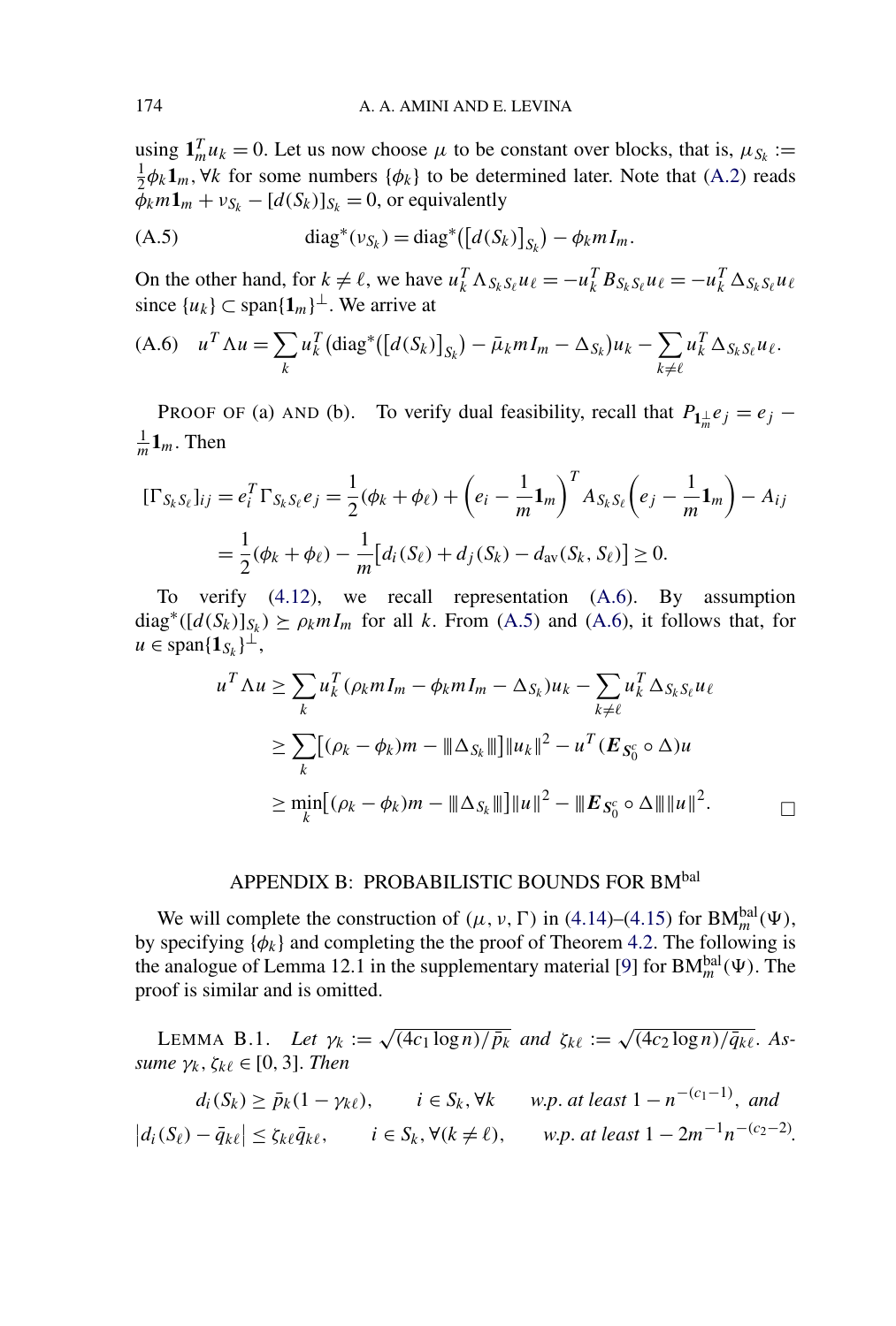using $\mathbf{1}_m^T u_k = 0$. Let us now choose $\mu$ to be constant over blocks, that is, $\mu_{S_k} := \frac{1}{2}\phi_k \mathbf{1}_m, \forall k$ for some numbers $\{\phi_k\}$ to be determined later. Note that (A.2) reads $\phi_k m \mathbf{1}_m + \nu_{S_k} - [d(S_k)]_{S_k} = 0$, or equivalently

$$\text{diag}^*(\nu_{S_k}) = \text{diag}^*([d(S_k)]_{S_k}) - \phi_k m I_m. \tag{A.5}$$

On the other hand, for $k \neq \ell$, we have $u_k^T \Lambda_{S_k S_\ell} u_\ell = -u_k^T B_{S_k S_\ell} u_\ell = -u_k^T \Delta_{S_k S_\ell} u_\ell$ since $\{u_k\} \subset \text{span}\{\mathbf{1}_m\}^\perp$. We arrive at

$$u^T \Lambda u = \sum_k u_k^T (\text{diag}^*([d(S_k)]_{S_k}) - \bar{\mu}_k m I_m - \Delta_{S_k}) u_k - \sum_{k \neq \ell} u_k^T \Delta_{S_k S_\ell} u_\ell. \tag{A.6}$$

PROOF OF (a) AND (b). To verify dual feasibility, recall that $P_{\mathbf{1}_m^\perp} e_j = e_j - \frac{1}{m}\mathbf{1}_m$. Then

$$\begin{aligned}
[\Gamma_{S_k S_\ell}]_{ij} = e_i^T \Gamma_{S_k S_\ell} e_j &= \frac{1}{2}(\phi_k + \phi_\ell) + \left(e_i - \frac{1}{m}\mathbf{1}_m\right)^T A_{S_k S_\ell}\left(e_j - \frac{1}{m}\mathbf{1}_m\right) - A_{ij} \\
&= \frac{1}{2}(\phi_k + \phi_\ell) - \frac{1}{m}[d_i(S_\ell) + d_j(S_k) - d_{\text{av}}(S_k, S_\ell)] \geq 0.
\end{aligned}$$

To verify (4.12), we recall representation (A.6). By assumption $\text{diag}^*([d(S_k)]_{S_k}) \succeq \rho_k m I_m$ for all $k$. From (A.5) and (A.6), it follows that, for $u \in \text{span}\{\mathbf{1}_{S_k}\}^\perp$,

$$\begin{aligned}
u^T \Lambda u &\geq \sum_k u_k^T (\rho_k m I_m - \phi_k m I_m - \Delta_{S_k}) u_k - \sum_{k \neq \ell} u_k^T \Delta_{S_k S_\ell} u_\ell \\
&\geq \sum_k [(\rho_k - \phi_k)m - |||\Delta_{S_k}|||]\|u_k\|^2 - u^T(\boldsymbol{E}_{\boldsymbol{S}_0^c} \circ \Delta)u \\
&\geq \min_k [(\rho_k - \phi_k)m - |||\Delta_{S_k}|||]\|u\|^2 - |||\boldsymbol{E}_{\boldsymbol{S}_0^c} \circ \Delta|||\|u\|^2. \qquad \square
\end{aligned}$$

## APPENDIX B: PROBABILISTIC BOUNDS FOR $\text{BM}^{\text{bal}}$

We will complete the construction of $(\mu, \nu, \Gamma)$ in (4.14)–(4.15) for $\text{BM}_m^{\text{bal}}(\Psi)$, by specifying $\{\phi_k\}$ and completing the the proof of Theorem 4.2. The following is the analogue of Lemma 12.1 in the supplementary material [9] for $\text{BM}_m^{\text{bal}}(\Psi)$. The proof is similar and is omitted.

LEMMA B.1. *Let* $\gamma_k := \sqrt{(4c_1 \log n)/\bar{p}_k}$ *and* $\zeta_{k\ell} := \sqrt{(4c_2 \log n)/\bar{q}_{k\ell}}$. *Assume* $\gamma_k, \zeta_{k\ell} \in [0, 3]$. *Then*

$$\begin{aligned}
d_i(S_k) &\geq \bar{p}_k(1 - \gamma_{k\ell}), \qquad i \in S_k, \forall k \qquad \textit{w.p. at least } 1 - n^{-(c_1 - 1)}, \textit{ and} \\
|d_i(S_\ell) - \bar{q}_{k\ell}| &\leq \zeta_{k\ell}\bar{q}_{k\ell}, \qquad i \in S_k, \forall (k \neq \ell), \qquad \textit{w.p. at least } 1 - 2m^{-1}n^{-(c_2 - 2)}.
\end{aligned}$$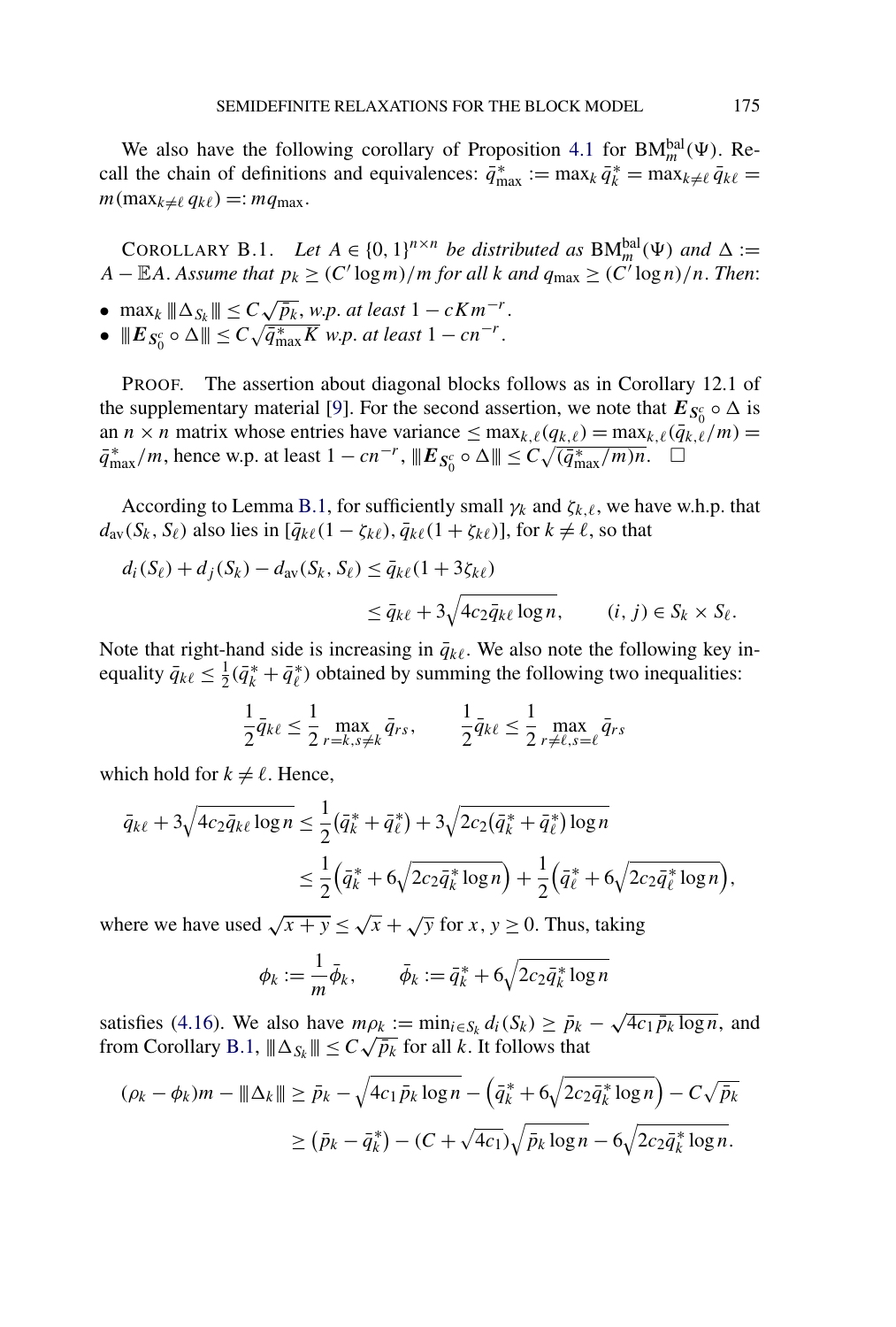We also have the following corollary of Proposition 4.1 for $\mathrm{BM}_m^{\mathrm{bal}}(\Psi)$. Recall the chain of definitions and equivalences: $\bar{q}^*_{\max} := \max_k \bar{q}^*_k = \max_{k \neq \ell} \bar{q}_{k\ell} = m(\max_{k\neq\ell} q_{k\ell}) =: m q_{\max}$.

COROLLARY B.1. *Let $A \in \{0,1\}^{n\times n}$ be distributed as $\mathrm{BM}_m^{\mathrm{bal}}(\Psi)$ and $\Delta := A - \mathbb{E}A$. Assume that $p_k \geq (C' \log m)/m$ for all $k$ and $q_{\max} \geq (C' \log n)/n$. Then*:

- $\max_k \|\!|\Delta_{S_k}|\!\| \leq C\sqrt{\bar{p}_k}$, *w.p. at least* $1 - cKm^{-r}$.
- $\|\!|\boldsymbol{E}_{S_0^c} \circ \Delta|\!\| \leq C\sqrt{\bar{q}^*_{\max} K}$ *w.p. at least* $1 - cn^{-r}$.

PROOF. The assertion about diagonal blocks follows as in Corollary 12.1 of the supplementary material [9]. For the second assertion, we note that $\boldsymbol{E}_{S_0^c} \circ \Delta$ is an $n\times n$ matrix whose entries have variance $\leq \max_{k,\ell}(q_{k,\ell}) = \max_{k,\ell}(\bar{q}_{k,\ell}/m) = \bar{q}^*_{\max}/m$, hence w.p. at least $1 - cn^{-r}$, $\|\!|\boldsymbol{E}_{S_0^c} \circ \Delta|\!\| \leq C\sqrt{(\bar{q}^*_{\max}/m)n}$. $\square$

According to Lemma B.1, for sufficiently small $\gamma_k$ and $\zeta_{k,\ell}$, we have w.h.p. that $d_{\mathrm{av}}(S_k, S_\ell)$ also lies in $[\bar{q}_{k\ell}(1-\zeta_{k\ell}), \bar{q}_{k\ell}(1+\zeta_{k\ell})]$, for $k \neq \ell$, so that

$$
\begin{aligned}
d_i(S_\ell) + d_j(S_k) - d_{\mathrm{av}}(S_k, S_\ell) &\leq \bar{q}_{k\ell}(1 + 3\zeta_{k\ell}) \\
&\leq \bar{q}_{k\ell} + 3\sqrt{4c_2 \bar{q}_{k\ell} \log n}, \qquad (i,j) \in S_k \times S_\ell.
\end{aligned}
$$

Note that right-hand side is increasing in $\bar{q}_{k\ell}$. We also note the following key inequality $\bar{q}_{k\ell} \leq \frac{1}{2}(\bar{q}^*_k + \bar{q}^*_\ell)$ obtained by summing the following two inequalities:

$$
\frac{1}{2}\bar{q}_{k\ell} \leq \frac{1}{2}\max_{r=k, s\neq k} \bar{q}_{rs}, \qquad \frac{1}{2}\bar{q}_{k\ell} \leq \frac{1}{2}\max_{r\neq \ell, s=\ell} \bar{q}_{rs}
$$

which hold for $k \neq \ell$. Hence,

$$
\begin{aligned}
\bar{q}_{k\ell} + 3\sqrt{4c_2\bar{q}_{k\ell}\log n} &\leq \frac{1}{2}(\bar{q}^*_k + \bar{q}^*_\ell) + 3\sqrt{2c_2(\bar{q}^*_k + \bar{q}^*_\ell)\log n} \\
&\leq \frac{1}{2}\Big(\bar{q}^*_k + 6\sqrt{2c_2\bar{q}^*_k \log n}\Big) + \frac{1}{2}\Big(\bar{q}^*_\ell + 6\sqrt{2c_2\bar{q}^*_\ell\log n}\Big),
\end{aligned}
$$

where we have used $\sqrt{x+y} \leq \sqrt{x} + \sqrt{y}$ for $x, y \geq 0$. Thus, taking

$$
\phi_k := \frac{1}{m}\bar{\phi}_k, \qquad \bar{\phi}_k := \bar{q}^*_k + 6\sqrt{2c_2\bar{q}^*_k\log n}
$$

satisfies (4.16). We also have $m\rho_k := \min_{i\in S_k} d_i(S_k) \geq \bar{p}_k - \sqrt{4c_1\bar{p}_k\log n}$, and from Corollary B.1, $\|\!|\Delta_{S_k}|\!\| \leq C\sqrt{\bar{p}_k}$ for all $k$. It follows that

$$
\begin{aligned}
(\rho_k - \phi_k)m - \|\!|\Delta_k|\!\| &\geq \bar{p}_k - \sqrt{4c_1\bar{p}_k\log n} - \Big(\bar{q}^*_k + 6\sqrt{2c_2\bar{q}^*_k\log n}\Big) - C\sqrt{\bar{p}_k} \\
&\geq (\bar{p}_k - \bar{q}^*_k) - (C + \sqrt{4c_1})\sqrt{\bar{p}_k\log n} - 6\sqrt{2c_2\bar{q}^*_k\log n}.
\end{aligned}
$$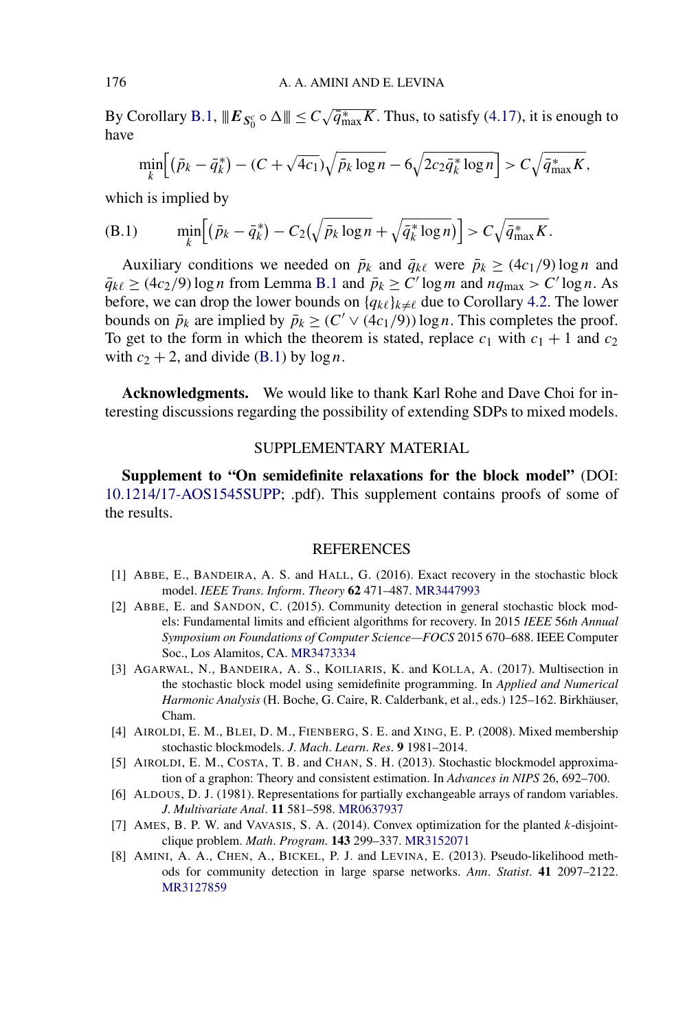By Corollary B.1, $\|\!|\boldsymbol{E}_{S_0^c} \circ \Delta\|\!| \le C\sqrt{\bar{q}^*_{\max} K}$. Thus, to satisfy (4.17), it is enough to have

$$\min_k \Big[ (\bar{p}_k - \bar{q}^*_k) - (C + \sqrt{4c_1})\sqrt{\bar{p}_k \log n} - 6\sqrt{2c_2 \bar{q}^*_k \log n} \Big] > C\sqrt{\bar{q}^*_{\max} K},$$

which is implied by

$$\text{(B.1)} \qquad \min_k \Big[ (\bar{p}_k - \bar{q}^*_k) - C_2\big(\sqrt{\bar{p}_k \log n} + \sqrt{\bar{q}^*_k \log n}\big) \Big] > C\sqrt{\bar{q}^*_{\max} K}.$$

Auxiliary conditions we needed on $\bar{p}_k$ and $\bar{q}_{k\ell}$ were $\bar{p}_k \ge (4c_1/9)\log n$ and $\bar{q}_{k\ell} \ge (4c_2/9)\log n$ from Lemma B.1 and $\bar{p}_k \ge C' \log m$ and $nq_{\max} > C' \log n$. As before, we can drop the lower bounds on $\{q_{k\ell}\}_{k \ne \ell}$ due to Corollary 4.2. The lower bounds on $\bar{p}_k$ are implied by $\bar{p}_k \ge (C' \vee (4c_1/9))\log n$. This completes the proof. To get to the form in which the theorem is stated, replace $c_1$ with $c_1 + 1$ and $c_2$ with $c_2 + 2$, and divide (B.1) by $\log n$.

**Acknowledgments.** We would like to thank Karl Rohe and Dave Choi for interesting discussions regarding the possibility of extending SDPs to mixed models.

## SUPPLEMENTARY MATERIAL

**Supplement to "On semidefinite relaxations for the block model"** (DOI: 10.1214/17-AOS1545SUPP; .pdf). This supplement contains proofs of some of the results.

## REFERENCES

[1] ABBE, E., BANDEIRA, A. S. and HALL, G. (2016). Exact recovery in the stochastic block model. *IEEE Trans. Inform. Theory* **62** 471–487. MR3447993

[2] ABBE, E. and SANDON, C. (2015). Community detection in general stochastic block models: Fundamental limits and efficient algorithms for recovery. In 2015 *IEEE* 56*th Annual Symposium on Foundations of Computer Science—FOCS* 2015 670–688. IEEE Computer Soc., Los Alamitos, CA. MR3473334

[3] AGARWAL, N., BANDEIRA, A. S., KOILIARIS, K. and KOLLA, A. (2017). Multisection in the stochastic block model using semidefinite programming. In *Applied and Numerical Harmonic Analysis* (H. Boche, G. Caire, R. Calderbank, et al., eds.) 125–162. Birkhäuser, Cham.

[4] AIROLDI, E. M., BLEI, D. M., FIENBERG, S. E. and XING, E. P. (2008). Mixed membership stochastic blockmodels. *J. Mach. Learn. Res.* **9** 1981–2014.

[5] AIROLDI, E. M., COSTA, T. B. and CHAN, S. H. (2013). Stochastic blockmodel approximation of a graphon: Theory and consistent estimation. In *Advances in NIPS* 26, 692–700.

[6] ALDOUS, D. J. (1981). Representations for partially exchangeable arrays of random variables. *J. Multivariate Anal.* **11** 581–598. MR0637937

[7] AMES, B. P. W. and VAVASIS, S. A. (2014). Convex optimization for the planted $k$-disjoint-clique problem. *Math. Program.* **143** 299–337. MR3152071

[8] AMINI, A. A., CHEN, A., BICKEL, P. J. and LEVINA, E. (2013). Pseudo-likelihood methods for community detection in large sparse networks. *Ann. Statist.* **41** 2097–2122. MR3127859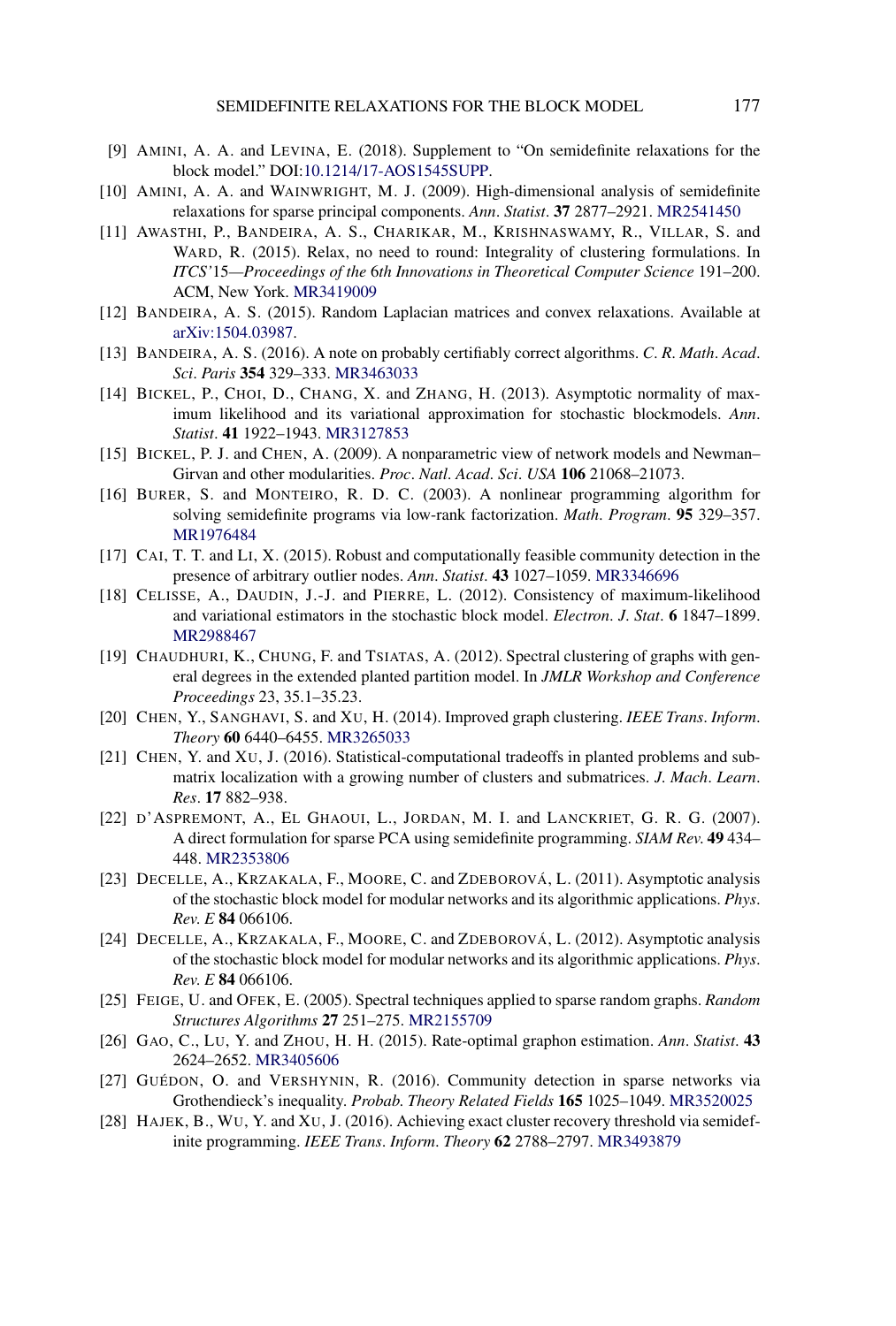[9] AMINI, A. A. and LEVINA, E. (2018). Supplement to "On semidefinite relaxations for the block model." DOI:10.1214/17-AOS1545SUPP.

[10] AMINI, A. A. and WAINWRIGHT, M. J. (2009). High-dimensional analysis of semidefinite relaxations for sparse principal components. *Ann. Statist.* **37** 2877–2921. MR2541450

[11] AWASTHI, P., BANDEIRA, A. S., CHARIKAR, M., KRISHNASWAMY, R., VILLAR, S. and WARD, R. (2015). Relax, no need to round: Integrality of clustering formulations. In *ITCS'15—Proceedings of the 6th Innovations in Theoretical Computer Science* 191–200. ACM, New York. MR3419009

[12] BANDEIRA, A. S. (2015). Random Laplacian matrices and convex relaxations. Available at arXiv:1504.03987.

[13] BANDEIRA, A. S. (2016). A note on probably certifiably correct algorithms. *C. R. Math. Acad. Sci. Paris* **354** 329–333. MR3463033

[14] BICKEL, P., CHOI, D., CHANG, X. and ZHANG, H. (2013). Asymptotic normality of maximum likelihood and its variational approximation for stochastic blockmodels. *Ann. Statist.* **41** 1922–1943. MR3127853

[15] BICKEL, P. J. and CHEN, A. (2009). A nonparametric view of network models and Newman–Girvan and other modularities. *Proc. Natl. Acad. Sci. USA* **106** 21068–21073.

[16] BURER, S. and MONTEIRO, R. D. C. (2003). A nonlinear programming algorithm for solving semidefinite programs via low-rank factorization. *Math. Program.* **95** 329–357. MR1976484

[17] CAI, T. T. and LI, X. (2015). Robust and computationally feasible community detection in the presence of arbitrary outlier nodes. *Ann. Statist.* **43** 1027–1059. MR3346696

[18] CELISSE, A., DAUDIN, J.-J. and PIERRE, L. (2012). Consistency of maximum-likelihood and variational estimators in the stochastic block model. *Electron. J. Stat.* **6** 1847–1899. MR2988467

[19] CHAUDHURI, K., CHUNG, F. and TSIATAS, A. (2012). Spectral clustering of graphs with general degrees in the extended planted partition model. In *JMLR Workshop and Conference Proceedings* 23, 35.1–35.23.

[20] CHEN, Y., SANGHAVI, S. and XU, H. (2014). Improved graph clustering. *IEEE Trans. Inform. Theory* **60** 6440–6455. MR3265033

[21] CHEN, Y. and XU, J. (2016). Statistical-computational tradeoffs in planted problems and submatrix localization with a growing number of clusters and submatrices. *J. Mach. Learn. Res.* **17** 882–938.

[22] D'ASPREMONT, A., EL GHAOUI, L., JORDAN, M. I. and LANCKRIET, G. R. G. (2007). A direct formulation for sparse PCA using semidefinite programming. *SIAM Rev.* **49** 434–448. MR2353806

[23] DECELLE, A., KRZAKALA, F., MOORE, C. and ZDEBOROVÁ, L. (2011). Asymptotic analysis of the stochastic block model for modular networks and its algorithmic applications. *Phys. Rev. E* **84** 066106.

[24] DECELLE, A., KRZAKALA, F., MOORE, C. and ZDEBOROVÁ, L. (2012). Asymptotic analysis of the stochastic block model for modular networks and its algorithmic applications. *Phys. Rev. E* **84** 066106.

[25] FEIGE, U. and OFEK, E. (2005). Spectral techniques applied to sparse random graphs. *Random Structures Algorithms* **27** 251–275. MR2155709

[26] GAO, C., LU, Y. and ZHOU, H. H. (2015). Rate-optimal graphon estimation. *Ann. Statist.* **43** 2624–2652. MR3405606

[27] GUÉDON, O. and VERSHYNIN, R. (2016). Community detection in sparse networks via Grothendieck's inequality. *Probab. Theory Related Fields* **165** 1025–1049. MR3520025

[28] HAJEK, B., WU, Y. and XU, J. (2016). Achieving exact cluster recovery threshold via semidefinite programming. *IEEE Trans. Inform. Theory* **62** 2788–2797. MR3493879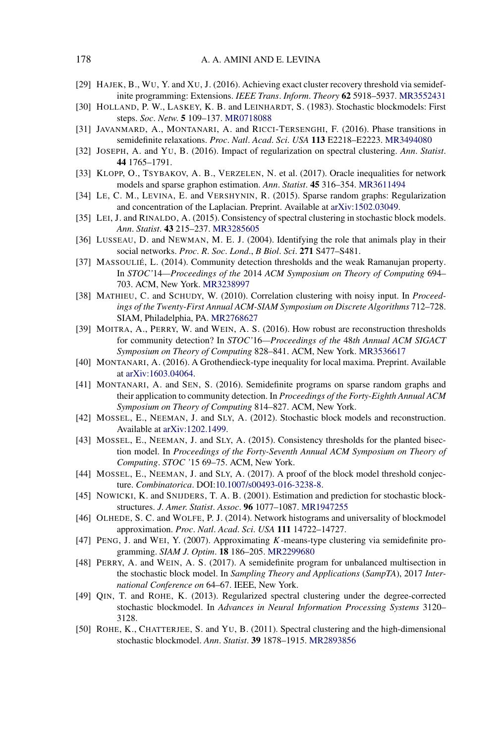[29] HAJEK, B., WU, Y. and XU, J. (2016). Achieving exact cluster recovery threshold via semidefinite programming: Extensions. *IEEE Trans. Inform. Theory* **62** 5918–5937. MR3552431

[30] HOLLAND, P. W., LASKEY, K. B. and LEINHARDT, S. (1983). Stochastic blockmodels: First steps. *Soc. Netw.* **5** 109–137. MR0718088

[31] JAVANMARD, A., MONTANARI, A. and RICCI-TERSENGHI, F. (2016). Phase transitions in semidefinite relaxations. *Proc. Natl. Acad. Sci. USA* **113** E2218–E2223. MR3494080

[32] JOSEPH, A. and YU, B. (2016). Impact of regularization on spectral clustering. *Ann. Statist.* **44** 1765–1791.

[33] KLOPP, O., TSYBAKOV, A. B., VERZELEN, N. et al. (2017). Oracle inequalities for network models and sparse graphon estimation. *Ann. Statist.* **45** 316–354. MR3611494

[34] LE, C. M., LEVINA, E. and VERSHYNIN, R. (2015). Sparse random graphs: Regularization and concentration of the Laplacian. Preprint. Available at arXiv:1502.03049.

[35] LEI, J. and RINALDO, A. (2015). Consistency of spectral clustering in stochastic block models. *Ann. Statist.* **43** 215–237. MR3285605

[36] LUSSEAU, D. and NEWMAN, M. E. J. (2004). Identifying the role that animals play in their social networks. *Proc. R. Soc. Lond., B Biol. Sci.* **271** S477–S481.

[37] MASSOULIÉ, L. (2014). Community detection thresholds and the weak Ramanujan property. In *STOC'14—Proceedings of the 2014 ACM Symposium on Theory of Computing* 694–703. ACM, New York. MR3238997

[38] MATHIEU, C. and SCHUDY, W. (2010). Correlation clustering with noisy input. In *Proceedings of the Twenty-First Annual ACM-SIAM Symposium on Discrete Algorithms* 712–728. SIAM, Philadelphia, PA. MR2768627

[39] MOITRA, A., PERRY, W. and WEIN, A. S. (2016). How robust are reconstruction thresholds for community detection? In *STOC'16—Proceedings of the 48th Annual ACM SIGACT Symposium on Theory of Computing* 828–841. ACM, New York. MR3536617

[40] MONTANARI, A. (2016). A Grothendieck-type inequality for local maxima. Preprint. Available at arXiv:1603.04064.

[41] MONTANARI, A. and SEN, S. (2016). Semidefinite programs on sparse random graphs and their application to community detection. In *Proceedings of the Forty-Eighth Annual ACM Symposium on Theory of Computing* 814–827. ACM, New York.

[42] MOSSEL, E., NEEMAN, J. and SLY, A. (2012). Stochastic block models and reconstruction. Available at arXiv:1202.1499.

[43] MOSSEL, E., NEEMAN, J. and SLY, A. (2015). Consistency thresholds for the planted bisection model. In *Proceedings of the Forty-Seventh Annual ACM Symposium on Theory of Computing. STOC '15* 69–75. ACM, New York.

[44] MOSSEL, E., NEEMAN, J. and SLY, A. (2017). A proof of the block model threshold conjecture. *Combinatorica*. DOI:10.1007/s00493-016-3238-8.

[45] NOWICKI, K. and SNIJDERS, T. A. B. (2001). Estimation and prediction for stochastic blockstructures. *J. Amer. Statist. Assoc.* **96** 1077–1087. MR1947255

[46] OLHEDE, S. C. and WOLFE, P. J. (2014). Network histograms and universality of blockmodel approximation. *Proc. Natl. Acad. Sci. USA* **111** 14722–14727.

[47] PENG, J. and WEI, Y. (2007). Approximating $K$-means-type clustering via semidefinite programming. *SIAM J. Optim.* **18** 186–205. MR2299680

[48] PERRY, A. and WEIN, A. S. (2017). A semidefinite program for unbalanced multisection in the stochastic block model. In *Sampling Theory and Applications (SampTA), 2017 International Conference on* 64–67. IEEE, New York.

[49] QIN, T. and ROHE, K. (2013). Regularized spectral clustering under the degree-corrected stochastic blockmodel. In *Advances in Neural Information Processing Systems* 3120–3128.

[50] ROHE, K., CHATTERJEE, S. and YU, B. (2011). Spectral clustering and the high-dimensional stochastic blockmodel. *Ann. Statist.* **39** 1878–1915. MR2893856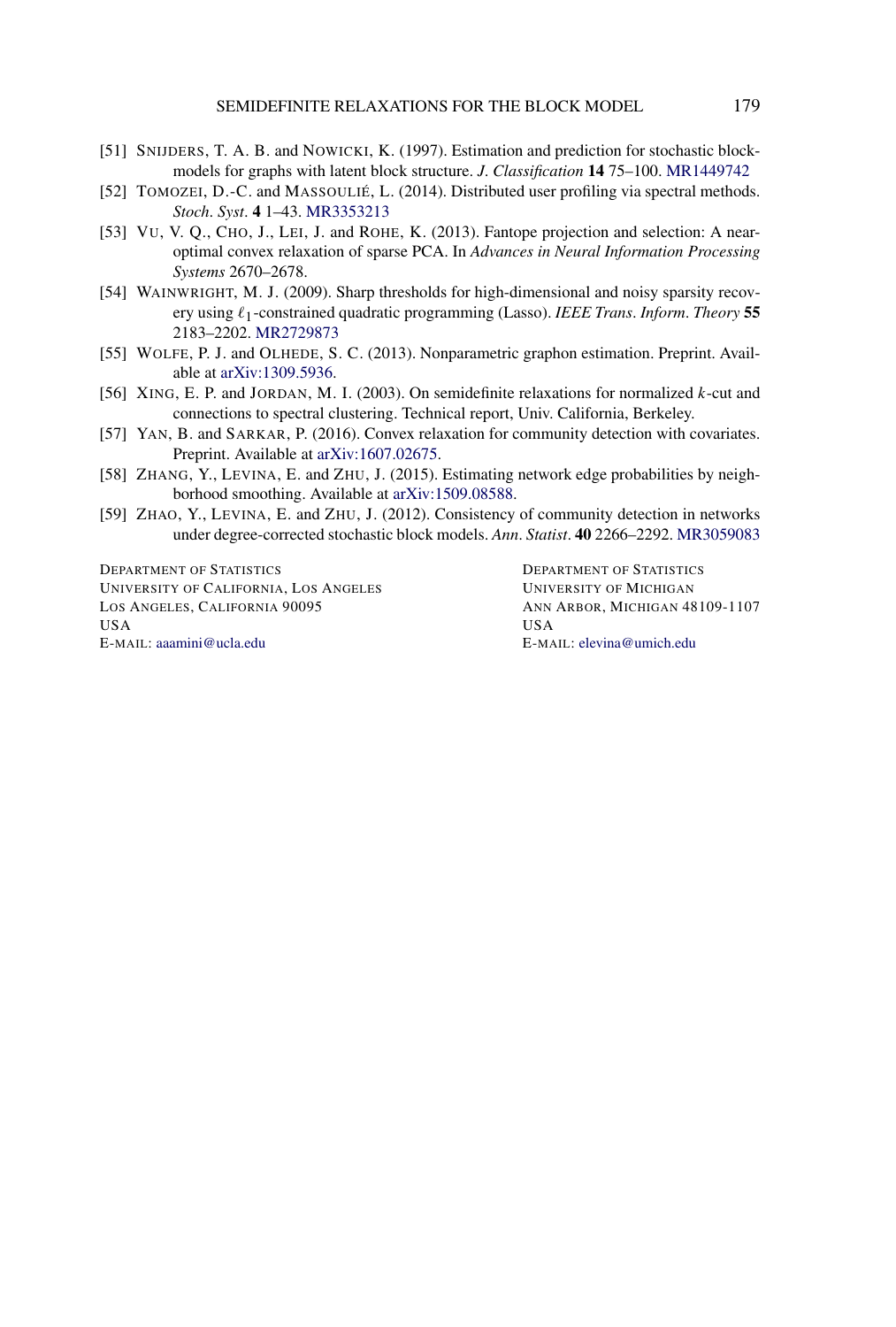[51] SNIJDERS, T. A. B. and NOWICKI, K. (1997). Estimation and prediction for stochastic blockmodels for graphs with latent block structure. *J. Classification* **14** 75–100. MR1449742

[52] TOMOZEI, D.-C. and MASSOULIÉ, L. (2014). Distributed user profiling via spectral methods. *Stoch. Syst.* **4** 1–43. MR3353213

[53] VU, V. Q., CHO, J., LEI, J. and ROHE, K. (2013). Fantope projection and selection: A near-optimal convex relaxation of sparse PCA. In *Advances in Neural Information Processing Systems* 2670–2678.

[54] WAINWRIGHT, M. J. (2009). Sharp thresholds for high-dimensional and noisy sparsity recovery using $\ell_1$-constrained quadratic programming (Lasso). *IEEE Trans. Inform. Theory* **55** 2183–2202. MR2729873

[55] WOLFE, P. J. and OLHEDE, S. C. (2013). Nonparametric graphon estimation. Preprint. Available at arXiv:1309.5936.

[56] XING, E. P. and JORDAN, M. I. (2003). On semidefinite relaxations for normalized $k$-cut and connections to spectral clustering. Technical report, Univ. California, Berkeley.

[57] YAN, B. and SARKAR, P. (2016). Convex relaxation for community detection with covariates. Preprint. Available at arXiv:1607.02675.

[58] ZHANG, Y., LEVINA, E. and ZHU, J. (2015). Estimating network edge probabilities by neighborhood smoothing. Available at arXiv:1509.08588.

[59] ZHAO, Y., LEVINA, E. and ZHU, J. (2012). Consistency of community detection in networks under degree-corrected stochastic block models. *Ann. Statist.* **40** 2266–2292. MR3059083

DEPARTMENT OF STATISTICS
UNIVERSITY OF CALIFORNIA, LOS ANGELES
LOS ANGELES, CALIFORNIA 90095
USA
E-MAIL: aaamini@ucla.edu

DEPARTMENT OF STATISTICS
UNIVERSITY OF MICHIGAN
ANN ARBOR, MICHIGAN 48109-1107
USA
E-MAIL: elevina@umich.edu